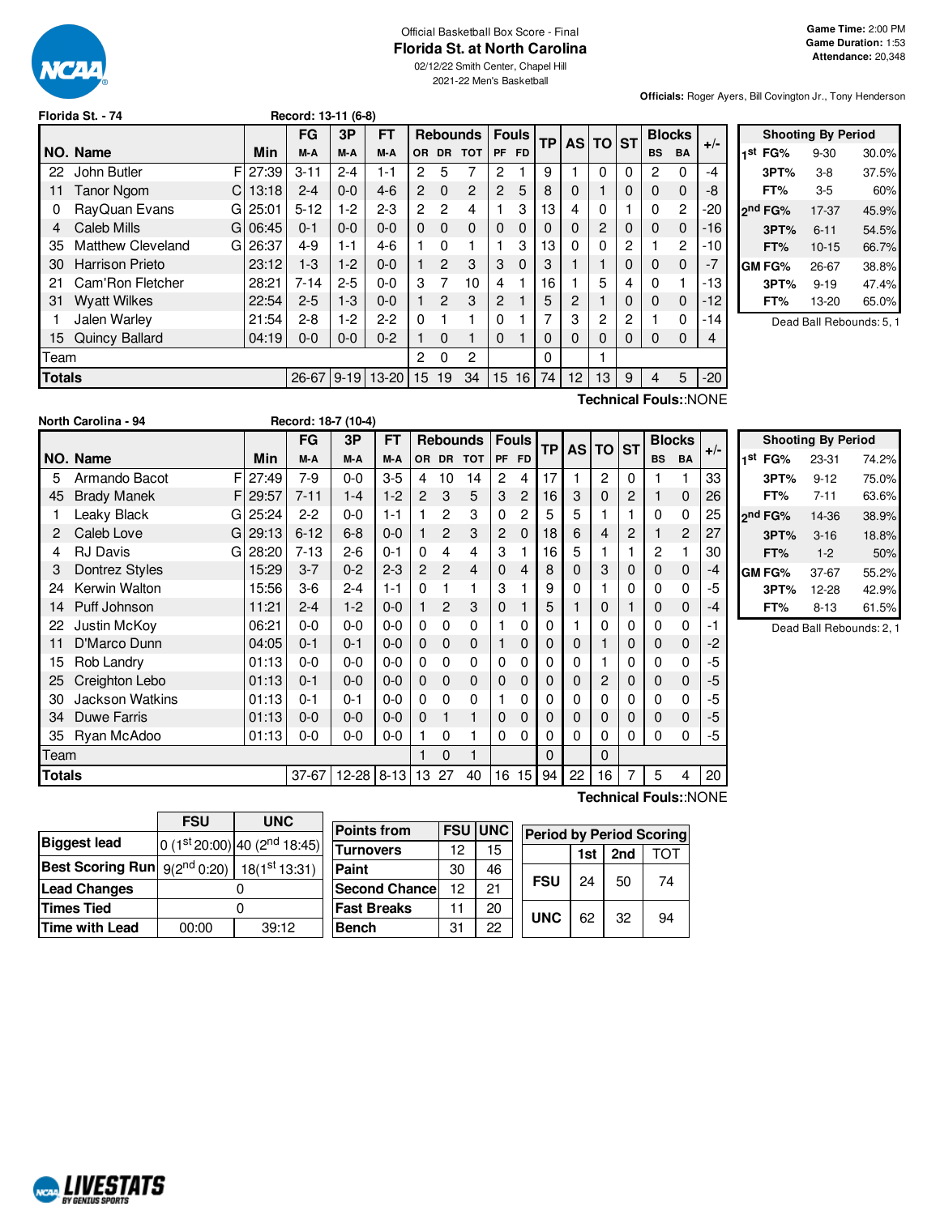Official Basketball Box Score - Final

# Florida St. at North Carolina

02/12/22 Smith Center, Chapel Hill
2021-22 Men's Basketball

Game Time: 2:00 PM
Game Duration: 1:53
Attendance: 20,348

**Officials:** Roger Ayers, Bill Covington Jr., Tony Henderson

## Florida St. - 74

Record: 13-11 (6-8)

| NO. | Name | | Min | FG M-A | 3P M-A | FT M-A | OR | DR | TOT | PF | FD | TP | AS | TO | ST | BS | BA | +/- |
|---|---|---|---|---|---|---|---|---|---|---|---|---|---|---|---|---|---|---|
| 22 | John Butler | F | 27:39 | 3-11 | 2-4 | 1-1 | 2 | 5 | 7 | 2 | 1 | 9 | 1 | 0 | 0 | 2 | 0 | -4 |
| 11 | Tanor Ngom | C | 13:18 | 2-4 | 0-0 | 4-6 | 2 | 0 | 2 | 2 | 5 | 8 | 0 | 1 | 0 | 0 | 0 | -8 |
| 0 | RayQuan Evans | G | 25:01 | 5-12 | 1-2 | 2-3 | 2 | 2 | 4 | 1 | 3 | 13 | 4 | 0 | 1 | 0 | 2 | -20 |
| 4 | Caleb Mills | G | 06:45 | 0-1 | 0-0 | 0-0 | 0 | 0 | 0 | 0 | 0 | 0 | 0 | 2 | 0 | 0 | 0 | -16 |
| 35 | Matthew Cleveland | G | 26:37 | 4-9 | 1-1 | 4-6 | 1 | 0 | 1 | 1 | 3 | 13 | 0 | 0 | 2 | 1 | 2 | -10 |
| 30 | Harrison Prieto | | 23:12 | 1-3 | 1-2 | 0-0 | 1 | 2 | 3 | 3 | 0 | 3 | 1 | 1 | 0 | 0 | 0 | -7 |
| 21 | Cam'Ron Fletcher | | 28:21 | 7-14 | 2-5 | 0-0 | 3 | 7 | 10 | 4 | 1 | 16 | 1 | 5 | 4 | 0 | 1 | -13 |
| 31 | Wyatt Wilkes | | 22:54 | 2-5 | 1-3 | 0-0 | 1 | 2 | 3 | 2 | 1 | 5 | 2 | 1 | 0 | 0 | 0 | -12 |
| 1 | Jalen Warley | | 21:54 | 2-8 | 1-2 | 2-2 | 0 | 1 | 1 | 0 | 1 | 7 | 3 | 2 | 2 | 1 | 0 | -14 |
| 15 | Quincy Ballard | | 04:19 | 0-0 | 0-0 | 0-2 | 1 | 0 | 1 | 0 | 1 | 0 | 0 | 0 | 0 | 0 | 0 | 4 |
| | Team | | | | | | 2 | 0 | 2 | | | 0 | | 1 | | | | |
| | **Totals** | | | 26-67 | 9-19 | 13-20 | 15 | 19 | 34 | 15 | 16 | 74 | 12 | 13 | 9 | 4 | 5 | -20 |

**Technical Fouls:**:NONE

| Shooting By Period | | |
|---|---|---|
| 1st FG% | 9-30 | 30.0% |
| 3PT% | 3-8 | 37.5% |
| FT% | 3-5 | 60% |
| 2nd FG% | 17-37 | 45.9% |
| 3PT% | 6-11 | 54.5% |
| FT% | 10-15 | 66.7% |
| GM FG% | 26-67 | 38.8% |
| 3PT% | 9-19 | 47.4% |
| FT% | 13-20 | 65.0% |

Dead Ball Rebounds: 5, 1

## North Carolina - 94

Record: 18-7 (10-4)

| NO. | Name | | Min | FG M-A | 3P M-A | FT M-A | OR | DR | TOT | PF | FD | TP | AS | TO | ST | BS | BA | +/- |
|---|---|---|---|---|---|---|---|---|---|---|---|---|---|---|---|---|---|---|
| 5 | Armando Bacot | F | 27:49 | 7-9 | 0-0 | 3-5 | 4 | 10 | 14 | 2 | 4 | 17 | 1 | 2 | 0 | 1 | 1 | 33 |
| 45 | Brady Manek | F | 29:57 | 7-11 | 1-4 | 1-2 | 2 | 3 | 5 | 3 | 2 | 16 | 3 | 0 | 2 | 1 | 0 | 26 |
| 1 | Leaky Black | G | 25:24 | 2-2 | 0-0 | 1-1 | 1 | 2 | 3 | 0 | 2 | 5 | 5 | 1 | 1 | 0 | 0 | 25 |
| 2 | Caleb Love | G | 29:13 | 6-12 | 6-8 | 0-0 | 1 | 2 | 3 | 2 | 0 | 18 | 6 | 4 | 2 | 1 | 2 | 27 |
| 4 | RJ Davis | G | 28:20 | 7-13 | 2-6 | 0-1 | 0 | 4 | 4 | 3 | 1 | 16 | 5 | 1 | 1 | 2 | 1 | 30 |
| 3 | Dontrez Styles | | 15:29 | 3-7 | 0-2 | 2-3 | 2 | 2 | 4 | 0 | 4 | 8 | 0 | 3 | 0 | 0 | 0 | -4 |
| 24 | Kerwin Walton | | 15:56 | 3-6 | 2-4 | 1-1 | 0 | 1 | 1 | 3 | 1 | 9 | 0 | 1 | 0 | 0 | 0 | -5 |
| 14 | Puff Johnson | | 11:21 | 2-4 | 1-2 | 0-0 | 1 | 2 | 3 | 0 | 1 | 5 | 1 | 0 | 1 | 0 | 0 | -4 |
| 22 | Justin McKoy | | 06:21 | 0-0 | 0-0 | 0-0 | 0 | 0 | 0 | 1 | 0 | 0 | 1 | 0 | 0 | 0 | 0 | -1 |
| 11 | D'Marco Dunn | | 04:05 | 0-1 | 0-1 | 0-0 | 0 | 0 | 0 | 1 | 0 | 0 | 0 | 1 | 0 | 0 | 0 | -2 |
| 15 | Rob Landry | | 01:13 | 0-0 | 0-0 | 0-0 | 0 | 0 | 0 | 0 | 0 | 0 | 0 | 1 | 0 | 0 | 0 | -5 |
| 25 | Creighton Lebo | | 01:13 | 0-1 | 0-0 | 0-0 | 0 | 0 | 0 | 0 | 0 | 0 | 0 | 2 | 0 | 0 | 0 | -5 |
| 30 | Jackson Watkins | | 01:13 | 0-1 | 0-1 | 0-0 | 0 | 0 | 0 | 1 | 0 | 0 | 0 | 0 | 0 | 0 | 0 | -5 |
| 34 | Duwe Farris | | 01:13 | 0-0 | 0-0 | 0-0 | 0 | 1 | 1 | 0 | 0 | 0 | 0 | 0 | 0 | 0 | 0 | -5 |
| 35 | Ryan McAdoo | | 01:13 | 0-0 | 0-0 | 0-0 | 1 | 0 | 1 | 0 | 0 | 0 | 0 | 0 | 0 | 0 | 0 | -5 |
| | Team | | | | | | 1 | 0 | 1 | | | 0 | | 0 | | | | |
| | **Totals** | | | 37-67 | 12-28 | 8-13 | 13 | 27 | 40 | 16 | 15 | 94 | 22 | 16 | 7 | 5 | 4 | 20 |

**Technical Fouls:**:NONE

| Shooting By Period | | |
|---|---|---|
| 1st FG% | 23-31 | 74.2% |
| 3PT% | 9-12 | 75.0% |
| FT% | 7-11 | 63.6% |
| 2nd FG% | 14-36 | 38.9% |
| 3PT% | 3-16 | 18.8% |
| FT% | 1-2 | 50% |
| GM FG% | 37-67 | 55.2% |
| 3PT% | 12-28 | 42.9% |
| FT% | 8-13 | 61.5% |

Dead Ball Rebounds: 2, 1

| | FSU | UNC |
|---|---|---|
| Biggest lead | 0 (1st 20:00) | 40 (2nd 18:45) |
| Best Scoring Run | 9(2nd 0:20) | 18(1st 13:31) |
| Lead Changes | 0 | |
| Times Tied | 0 | |
| Time with Lead | 00:00 | 39:12 |

| Points from | FSU | UNC |
|---|---|---|
| Turnovers | 12 | 15 |
| Paint | 30 | 46 |
| Second Chance | 12 | 21 |
| Fast Breaks | 11 | 20 |
| Bench | 31 | 22 |

| Period by Period Scoring | 1st | 2nd | TOT |
|---|---|---|---|
| FSU | 24 | 50 | 74 |
| UNC | 62 | 32 | 94 |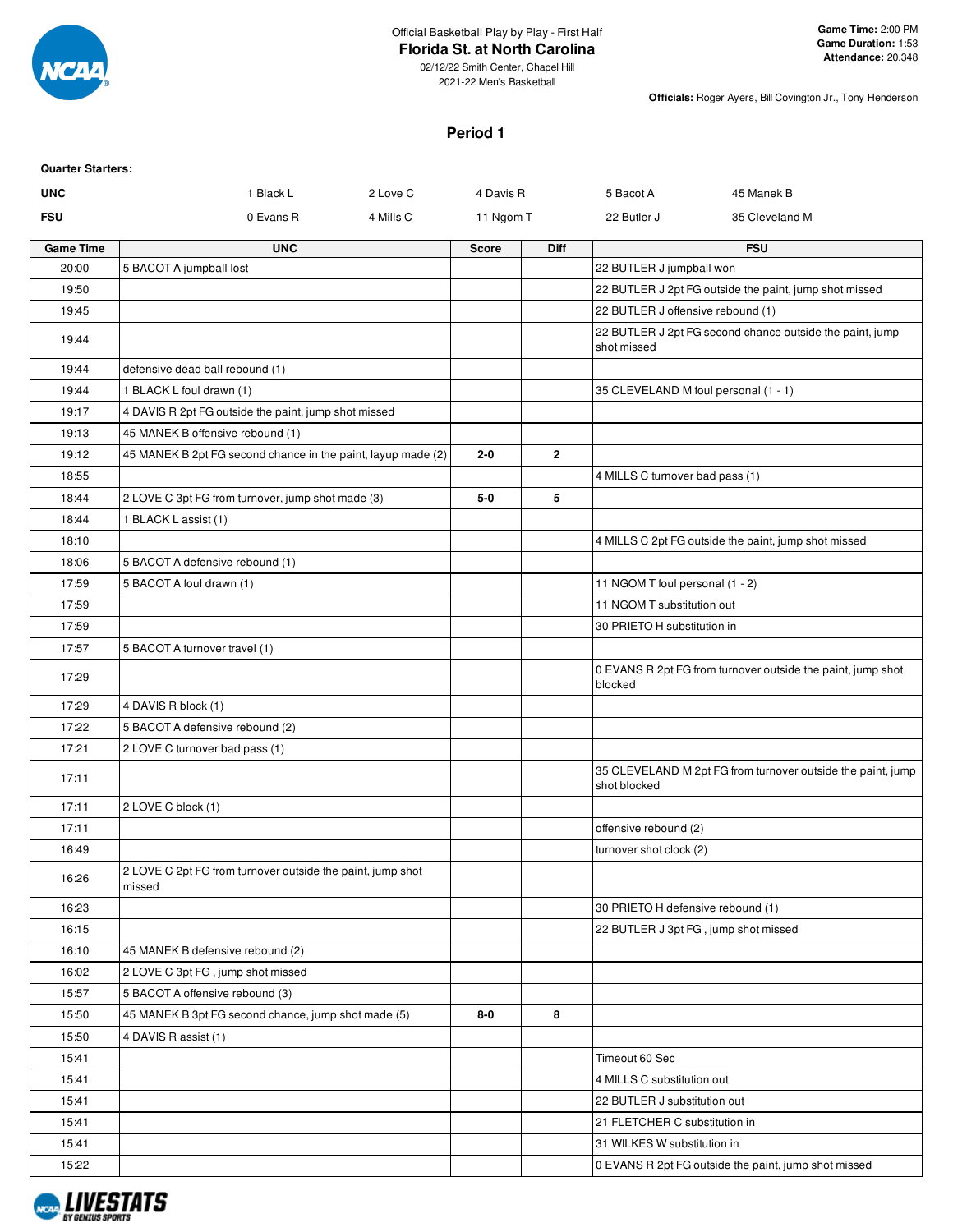Official Basketball Play by Play - First Half

**Florida St. at North Carolina**

02/12/22 Smith Center, Chapel Hill

2021-22 Men's Basketball

**Game Time:** 2:00 PM
**Game Duration:** 1:53
**Attendance:** 20,348

**Officials:** Roger Ayers, Bill Covington Jr., Tony Henderson

## Period 1

**Quarter Starters:**

| | | | | | |
|---|---|---|---|---|---|
| **UNC** | 1 Black L | 2 Love C | 4 Davis R | 5 Bacot A | 45 Manek B |
| **FSU** | 0 Evans R | 4 Mills C | 11 Ngom T | 22 Butler J | 35 Cleveland M |

| Game Time | UNC | Score | Diff | FSU |
|---|---|---|---|---|
| 20:00 | 5 BACOT A jumpball lost | | | 22 BUTLER J jumpball won |
| 19:50 | | | | 22 BUTLER J 2pt FG outside the paint, jump shot missed |
| 19:45 | | | | 22 BUTLER J offensive rebound (1) |
| 19:44 | | | | 22 BUTLER J 2pt FG second chance outside the paint, jump shot missed |
| 19:44 | defensive dead ball rebound (1) | | | |
| 19:44 | 1 BLACK L foul drawn (1) | | | 35 CLEVELAND M foul personal (1 - 1) |
| 19:17 | 4 DAVIS R 2pt FG outside the paint, jump shot missed | | | |
| 19:13 | 45 MANEK B offensive rebound (1) | | | |
| 19:12 | 45 MANEK B 2pt FG second chance in the paint, layup made (2) | 2-0 | 2 | |
| 18:55 | | | | 4 MILLS C turnover bad pass (1) |
| 18:44 | 2 LOVE C 3pt FG from turnover, jump shot made (3) | 5-0 | 5 | |
| 18:44 | 1 BLACK L assist (1) | | | |
| 18:10 | | | | 4 MILLS C 2pt FG outside the paint, jump shot missed |
| 18:06 | 5 BACOT A defensive rebound (1) | | | |
| 17:59 | 5 BACOT A foul drawn (1) | | | 11 NGOM T foul personal (1 - 2) |
| 17:59 | | | | 11 NGOM T substitution out |
| 17:59 | | | | 30 PRIETO H substitution in |
| 17:57 | 5 BACOT A turnover travel (1) | | | |
| 17:29 | | | | 0 EVANS R 2pt FG from turnover outside the paint, jump shot blocked |
| 17:29 | 4 DAVIS R block (1) | | | |
| 17:22 | 5 BACOT A defensive rebound (2) | | | |
| 17:21 | 2 LOVE C turnover bad pass (1) | | | |
| 17:11 | | | | 35 CLEVELAND M 2pt FG from turnover outside the paint, jump shot blocked |
| 17:11 | 2 LOVE C block (1) | | | |
| 17:11 | | | | offensive rebound (2) |
| 16:49 | | | | turnover shot clock (2) |
| 16:26 | 2 LOVE C 2pt FG from turnover outside the paint, jump shot missed | | | |
| 16:23 | | | | 30 PRIETO H defensive rebound (1) |
| 16:15 | | | | 22 BUTLER J 3pt FG , jump shot missed |
| 16:10 | 45 MANEK B defensive rebound (2) | | | |
| 16:02 | 2 LOVE C 3pt FG , jump shot missed | | | |
| 15:57 | 5 BACOT A offensive rebound (3) | | | |
| 15:50 | 45 MANEK B 3pt FG second chance, jump shot made (5) | 8-0 | 8 | |
| 15:50 | 4 DAVIS R assist (1) | | | |
| 15:41 | | | | Timeout 60 Sec |
| 15:41 | | | | 4 MILLS C substitution out |
| 15:41 | | | | 22 BUTLER J substitution out |
| 15:41 | | | | 21 FLETCHER C substitution in |
| 15:41 | | | | 31 WILKES W substitution in |
| 15:22 | | | | 0 EVANS R 2pt FG outside the paint, jump shot missed |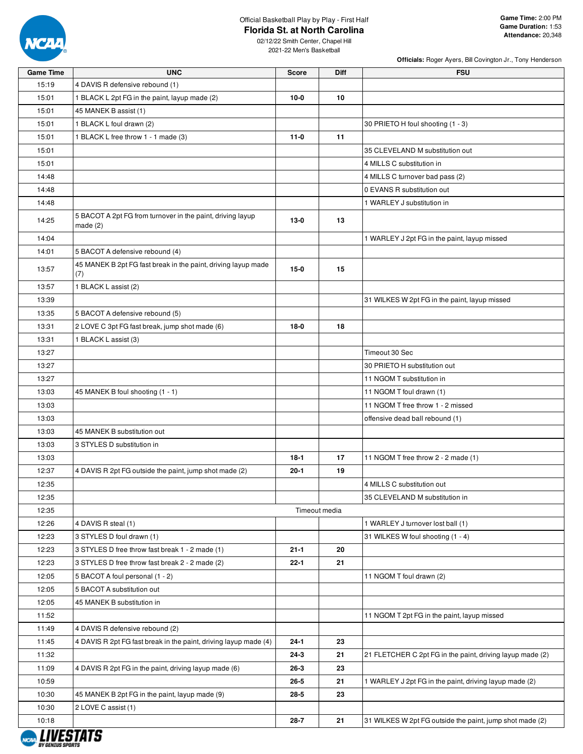Official Basketball Play by Play - First Half

# Florida St. at North Carolina

02/12/22 Smith Center, Chapel Hill
2021-22 Men's Basketball

**Game Time:** 2:00 PM
**Game Duration:** 1:53
**Attendance:** 20,348

**Officials:** Roger Ayers, Bill Covington Jr., Tony Henderson

| Game Time | UNC | Score | Diff | FSU |
|---|---|---|---|---|
| 15:19 | 4 DAVIS R defensive rebound (1) | | | |
| 15:01 | 1 BLACK L 2pt FG in the paint, layup made (2) | 10-0 | 10 | |
| 15:01 | 45 MANEK B assist (1) | | | |
| 15:01 | 1 BLACK L foul drawn (2) | | | 30 PRIETO H foul shooting (1 - 3) |
| 15:01 | 1 BLACK L free throw 1 - 1 made (3) | 11-0 | 11 | |
| 15:01 | | | | 35 CLEVELAND M substitution out |
| 15:01 | | | | 4 MILLS C substitution in |
| 14:48 | | | | 4 MILLS C turnover bad pass (2) |
| 14:48 | | | | 0 EVANS R substitution out |
| 14:48 | | | | 1 WARLEY J substitution in |
| 14:25 | 5 BACOT A 2pt FG from turnover in the paint, driving layup made (2) | 13-0 | 13 | |
| 14:04 | | | | 1 WARLEY J 2pt FG in the paint, layup missed |
| 14:01 | 5 BACOT A defensive rebound (4) | | | |
| 13:57 | 45 MANEK B 2pt FG fast break in the paint, driving layup made (7) | 15-0 | 15 | |
| 13:57 | 1 BLACK L assist (2) | | | |
| 13:39 | | | | 31 WILKES W 2pt FG in the paint, layup missed |
| 13:35 | 5 BACOT A defensive rebound (5) | | | |
| 13:31 | 2 LOVE C 3pt FG fast break, jump shot made (6) | 18-0 | 18 | |
| 13:31 | 1 BLACK L assist (3) | | | |
| 13:27 | | | | Timeout 30 Sec |
| 13:27 | | | | 30 PRIETO H substitution out |
| 13:27 | | | | 11 NGOM T substitution in |
| 13:03 | 45 MANEK B foul shooting (1 - 1) | | | 11 NGOM T foul drawn (1) |
| 13:03 | | | | 11 NGOM T free throw 1 - 2 missed |
| 13:03 | | | | offensive dead ball rebound (1) |
| 13:03 | 45 MANEK B substitution out | | | |
| 13:03 | 3 STYLES D substitution in | | | |
| 13:03 | | 18-1 | 17 | 11 NGOM T free throw 2 - 2 made (1) |
| 12:37 | 4 DAVIS R 2pt FG outside the paint, jump shot made (2) | 20-1 | 19 | |
| 12:35 | | | | 4 MILLS C substitution out |
| 12:35 | | | | 35 CLEVELAND M substitution in |
| 12:35 | | Timeout media | | |
| 12:26 | 4 DAVIS R steal (1) | | | 1 WARLEY J turnover lost ball (1) |
| 12:23 | 3 STYLES D foul drawn (1) | | | 31 WILKES W foul shooting (1 - 4) |
| 12:23 | 3 STYLES D free throw fast break 1 - 2 made (1) | 21-1 | 20 | |
| 12:23 | 3 STYLES D free throw fast break 2 - 2 made (2) | 22-1 | 21 | |
| 12:05 | 5 BACOT A foul personal (1 - 2) | | | 11 NGOM T foul drawn (2) |
| 12:05 | 5 BACOT A substitution out | | | |
| 12:05 | 45 MANEK B substitution in | | | |
| 11:52 | | | | 11 NGOM T 2pt FG in the paint, layup missed |
| 11:49 | 4 DAVIS R defensive rebound (2) | | | |
| 11:45 | 4 DAVIS R 2pt FG fast break in the paint, driving layup made (4) | 24-1 | 23 | |
| 11:32 | | 24-3 | 21 | 21 FLETCHER C 2pt FG in the paint, driving layup made (2) |
| 11:09 | 4 DAVIS R 2pt FG in the paint, driving layup made (6) | 26-3 | 23 | |
| 10:59 | | 26-5 | 21 | 1 WARLEY J 2pt FG in the paint, driving layup made (2) |
| 10:30 | 45 MANEK B 2pt FG in the paint, layup made (9) | 28-5 | 23 | |
| 10:30 | 2 LOVE C assist (1) | | | |
| 10:18 | | 28-7 | 21 | 31 WILKES W 2pt FG outside the paint, jump shot made (2) |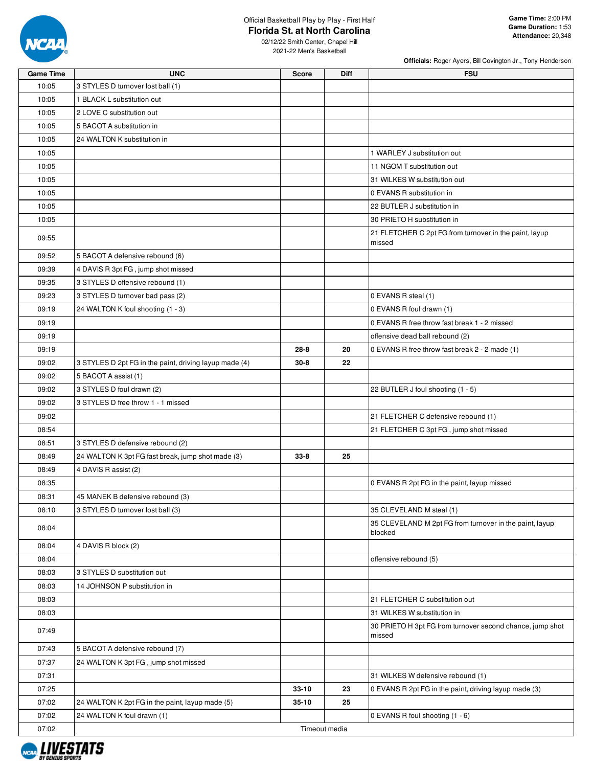Official Basketball Play by Play - First Half

# Florida St. at North Carolina

02/12/22 Smith Center, Chapel Hill
2021-22 Men's Basketball

**Game Time:** 2:00 PM
**Game Duration:** 1:53
**Attendance:** 20,348

**Officials:** Roger Ayers, Bill Covington Jr., Tony Henderson

| Game Time | UNC | Score | Diff | FSU |
|---|---|---|---|---|
| 10:05 | 3 STYLES D turnover lost ball (1) | | | |
| 10:05 | 1 BLACK L substitution out | | | |
| 10:05 | 2 LOVE C substitution out | | | |
| 10:05 | 5 BACOT A substitution in | | | |
| 10:05 | 24 WALTON K substitution in | | | |
| 10:05 | | | | 1 WARLEY J substitution out |
| 10:05 | | | | 11 NGOM T substitution out |
| 10:05 | | | | 31 WILKES W substitution out |
| 10:05 | | | | 0 EVANS R substitution in |
| 10:05 | | | | 22 BUTLER J substitution in |
| 10:05 | | | | 30 PRIETO H substitution in |
| 09:55 | | | | 21 FLETCHER C 2pt FG from turnover in the paint, layup missed |
| 09:52 | 5 BACOT A defensive rebound (6) | | | |
| 09:39 | 4 DAVIS R 3pt FG , jump shot missed | | | |
| 09:35 | 3 STYLES D offensive rebound (1) | | | |
| 09:23 | 3 STYLES D turnover bad pass (2) | | | 0 EVANS R steal (1) |
| 09:19 | 24 WALTON K foul shooting (1 - 3) | | | 0 EVANS R foul drawn (1) |
| 09:19 | | | | 0 EVANS R free throw fast break 1 - 2 missed |
| 09:19 | | | | offensive dead ball rebound (2) |
| 09:19 | | 28-8 | 20 | 0 EVANS R free throw fast break 2 - 2 made (1) |
| 09:02 | 3 STYLES D 2pt FG in the paint, driving layup made (4) | 30-8 | 22 | |
| 09:02 | 5 BACOT A assist (1) | | | |
| 09:02 | 3 STYLES D foul drawn (2) | | | 22 BUTLER J foul shooting (1 - 5) |
| 09:02 | 3 STYLES D free throw 1 - 1 missed | | | |
| 09:02 | | | | 21 FLETCHER C defensive rebound (1) |
| 08:54 | | | | 21 FLETCHER C 3pt FG , jump shot missed |
| 08:51 | 3 STYLES D defensive rebound (2) | | | |
| 08:49 | 24 WALTON K 3pt FG fast break, jump shot made (3) | 33-8 | 25 | |
| 08:49 | 4 DAVIS R assist (2) | | | |
| 08:35 | | | | 0 EVANS R 2pt FG in the paint, layup missed |
| 08:31 | 45 MANEK B defensive rebound (3) | | | |
| 08:10 | 3 STYLES D turnover lost ball (3) | | | 35 CLEVELAND M steal (1) |
| 08:04 | | | | 35 CLEVELAND M 2pt FG from turnover in the paint, layup blocked |
| 08:04 | 4 DAVIS R block (2) | | | |
| 08:04 | | | | offensive rebound (5) |
| 08:03 | 3 STYLES D substitution out | | | |
| 08:03 | 14 JOHNSON P substitution in | | | |
| 08:03 | | | | 21 FLETCHER C substitution out |
| 08:03 | | | | 31 WILKES W substitution in |
| 07:49 | | | | 30 PRIETO H 3pt FG from turnover second chance, jump shot missed |
| 07:43 | 5 BACOT A defensive rebound (7) | | | |
| 07:37 | 24 WALTON K 3pt FG , jump shot missed | | | |
| 07:31 | | | | 31 WILKES W defensive rebound (1) |
| 07:25 | | 33-10 | 23 | 0 EVANS R 2pt FG in the paint, driving layup made (3) |
| 07:02 | 24 WALTON K 2pt FG in the paint, layup made (5) | 35-10 | 25 | |
| 07:02 | 24 WALTON K foul drawn (1) | | | 0 EVANS R foul shooting (1 - 6) |
| 07:02 | | Timeout media | | |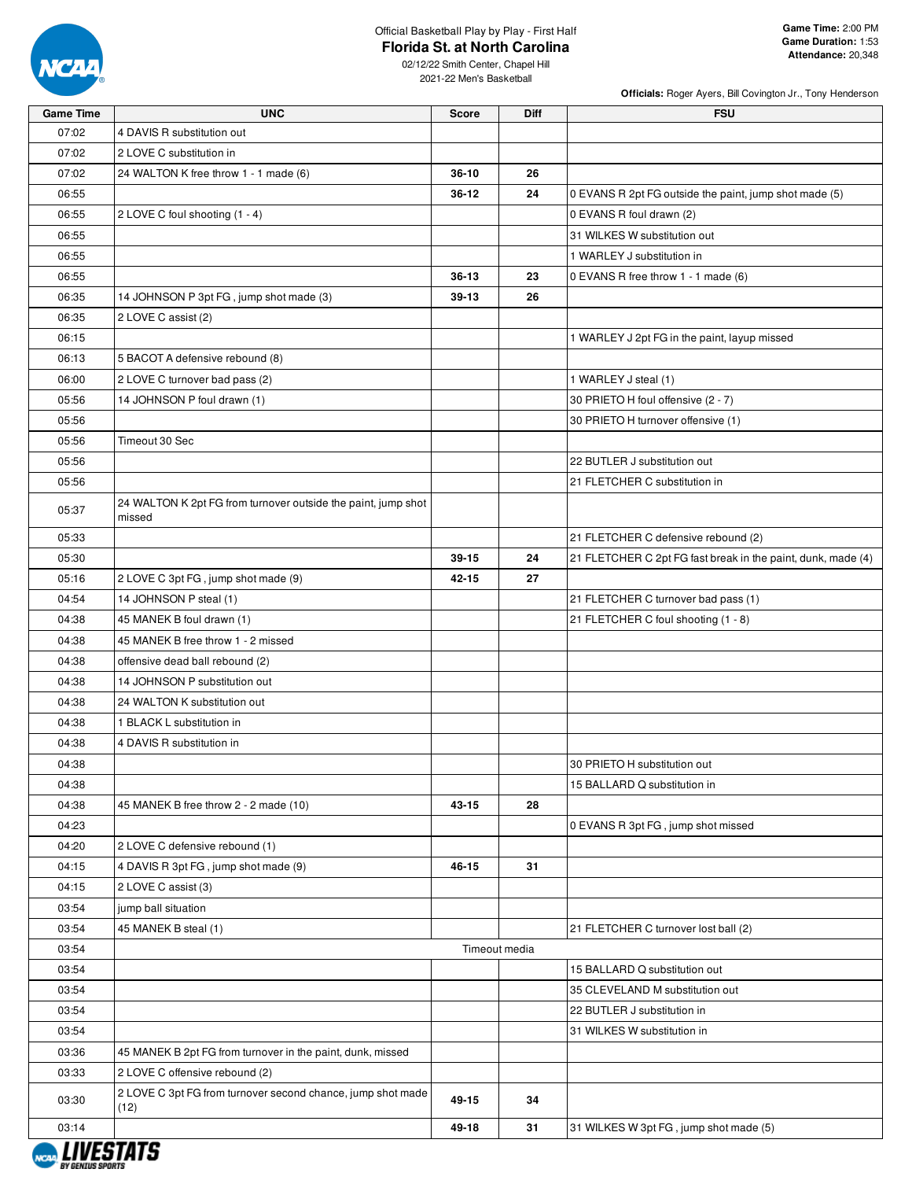Official Basketball Play by Play - First Half

# Florida St. at North Carolina

02/12/22 Smith Center, Chapel Hill
2021-22 Men's Basketball

**Game Time:** 2:00 PM
**Game Duration:** 1:53
**Attendance:** 20,348

**Officials:** Roger Ayers, Bill Covington Jr., Tony Henderson

| Game Time | UNC | Score | Diff | FSU |
|---|---|---|---|---|
| 07:02 | 4 DAVIS R substitution out | | | |
| 07:02 | 2 LOVE C substitution in | | | |
| 07:02 | 24 WALTON K free throw 1 - 1 made (6) | 36-10 | 26 | |
| 06:55 | | 36-12 | 24 | 0 EVANS R 2pt FG outside the paint, jump shot made (5) |
| 06:55 | 2 LOVE C foul shooting (1 - 4) | | | 0 EVANS R foul drawn (2) |
| 06:55 | | | | 31 WILKES W substitution out |
| 06:55 | | | | 1 WARLEY J substitution in |
| 06:55 | | 36-13 | 23 | 0 EVANS R free throw 1 - 1 made (6) |
| 06:35 | 14 JOHNSON P 3pt FG , jump shot made (3) | 39-13 | 26 | |
| 06:35 | 2 LOVE C assist (2) | | | |
| 06:15 | | | | 1 WARLEY J 2pt FG in the paint, layup missed |
| 06:13 | 5 BACOT A defensive rebound (8) | | | |
| 06:00 | 2 LOVE C turnover bad pass (2) | | | 1 WARLEY J steal (1) |
| 05:56 | 14 JOHNSON P foul drawn (1) | | | 30 PRIETO H foul offensive (2 - 7) |
| 05:56 | | | | 30 PRIETO H turnover offensive (1) |
| 05:56 | Timeout 30 Sec | | | |
| 05:56 | | | | 22 BUTLER J substitution out |
| 05:56 | | | | 21 FLETCHER C substitution in |
| 05:37 | 24 WALTON K 2pt FG from turnover outside the paint, jump shot missed | | | |
| 05:33 | | | | 21 FLETCHER C defensive rebound (2) |
| 05:30 | | 39-15 | 24 | 21 FLETCHER C 2pt FG fast break in the paint, dunk, made (4) |
| 05:16 | 2 LOVE C 3pt FG , jump shot made (9) | 42-15 | 27 | |
| 04:54 | 14 JOHNSON P steal (1) | | | 21 FLETCHER C turnover bad pass (1) |
| 04:38 | 45 MANEK B foul drawn (1) | | | 21 FLETCHER C foul shooting (1 - 8) |
| 04:38 | 45 MANEK B free throw 1 - 2 missed | | | |
| 04:38 | offensive dead ball rebound (2) | | | |
| 04:38 | 14 JOHNSON P substitution out | | | |
| 04:38 | 24 WALTON K substitution out | | | |
| 04:38 | 1 BLACK L substitution in | | | |
| 04:38 | 4 DAVIS R substitution in | | | |
| 04:38 | | | | 30 PRIETO H substitution out |
| 04:38 | | | | 15 BALLARD Q substitution in |
| 04:38 | 45 MANEK B free throw 2 - 2 made (10) | 43-15 | 28 | |
| 04:23 | | | | 0 EVANS R 3pt FG , jump shot missed |
| 04:20 | 2 LOVE C defensive rebound (1) | | | |
| 04:15 | 4 DAVIS R 3pt FG , jump shot made (9) | 46-15 | 31 | |
| 04:15 | 2 LOVE C assist (3) | | | |
| 03:54 | jump ball situation | | | |
| 03:54 | 45 MANEK B steal (1) | | | 21 FLETCHER C turnover lost ball (2) |
| 03:54 | Timeout media | | | |
| 03:54 | | | | 15 BALLARD Q substitution out |
| 03:54 | | | | 35 CLEVELAND M substitution out |
| 03:54 | | | | 22 BUTLER J substitution in |
| 03:54 | | | | 31 WILKES W substitution in |
| 03:36 | 45 MANEK B 2pt FG from turnover in the paint, dunk, missed | | | |
| 03:33 | 2 LOVE C offensive rebound (2) | | | |
| 03:30 | 2 LOVE C 3pt FG from turnover second chance, jump shot made (12) | 49-15 | 34 | |
| 03:14 | | 49-18 | 31 | 31 WILKES W 3pt FG , jump shot made (5) |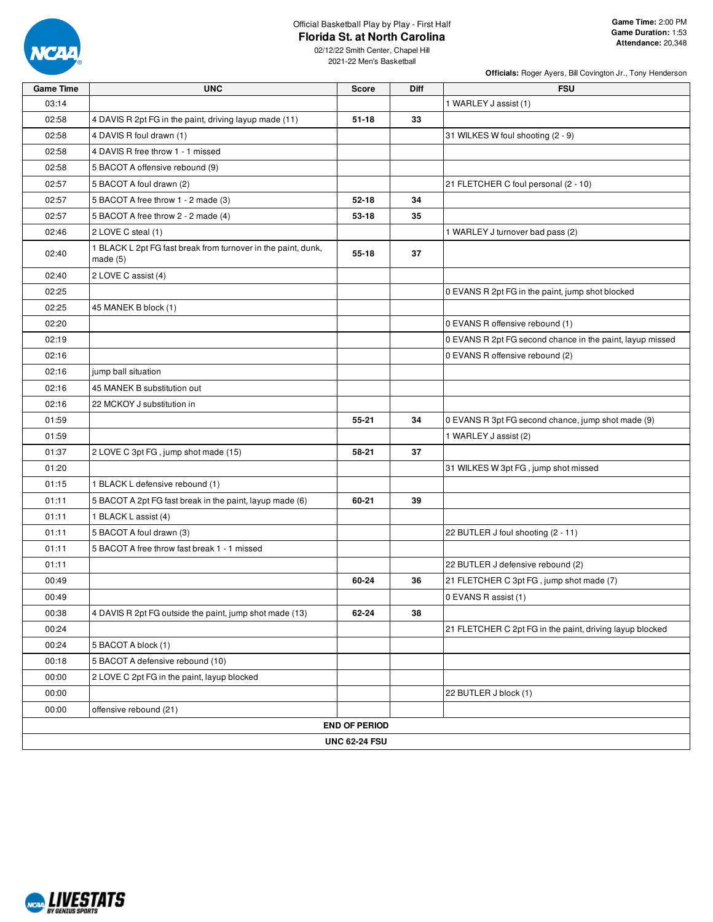Official Basketball Play by Play - First Half

# Florida St. at North Carolina

02/12/22 Smith Center, Chapel Hill
2021-22 Men's Basketball

**Game Time:** 2:00 PM
**Game Duration:** 1:53
**Attendance:** 20,348

**Officials:** Roger Ayers, Bill Covington Jr., Tony Henderson

| Game Time | UNC | Score | Diff | FSU |
|---|---|---|---|---|
| 03:14 | | | | 1 WARLEY J assist (1) |
| 02:58 | 4 DAVIS R 2pt FG in the paint, driving layup made (11) | 51-18 | 33 | |
| 02:58 | 4 DAVIS R foul drawn (1) | | | 31 WILKES W foul shooting (2 - 9) |
| 02:58 | 4 DAVIS R free throw 1 - 1 missed | | | |
| 02:58 | 5 BACOT A offensive rebound (9) | | | |
| 02:57 | 5 BACOT A foul drawn (2) | | | 21 FLETCHER C foul personal (2 - 10) |
| 02:57 | 5 BACOT A free throw 1 - 2 made (3) | 52-18 | 34 | |
| 02:57 | 5 BACOT A free throw 2 - 2 made (4) | 53-18 | 35 | |
| 02:46 | 2 LOVE C steal (1) | | | 1 WARLEY J turnover bad pass (2) |
| 02:40 | 1 BLACK L 2pt FG fast break from turnover in the paint, dunk, made (5) | 55-18 | 37 | |
| 02:40 | 2 LOVE C assist (4) | | | |
| 02:25 | | | | 0 EVANS R 2pt FG in the paint, jump shot blocked |
| 02:25 | 45 MANEK B block (1) | | | |
| 02:20 | | | | 0 EVANS R offensive rebound (1) |
| 02:19 | | | | 0 EVANS R 2pt FG second chance in the paint, layup missed |
| 02:16 | | | | 0 EVANS R offensive rebound (2) |
| 02:16 | jump ball situation | | | |
| 02:16 | 45 MANEK B substitution out | | | |
| 02:16 | 22 MCKOY J substitution in | | | |
| 01:59 | | 55-21 | 34 | 0 EVANS R 3pt FG second chance, jump shot made (9) |
| 01:59 | | | | 1 WARLEY J assist (2) |
| 01:37 | 2 LOVE C 3pt FG , jump shot made (15) | 58-21 | 37 | |
| 01:20 | | | | 31 WILKES W 3pt FG , jump shot missed |
| 01:15 | 1 BLACK L defensive rebound (1) | | | |
| 01:11 | 5 BACOT A 2pt FG fast break in the paint, layup made (6) | 60-21 | 39 | |
| 01:11 | 1 BLACK L assist (4) | | | |
| 01:11 | 5 BACOT A foul drawn (3) | | | 22 BUTLER J foul shooting (2 - 11) |
| 01:11 | 5 BACOT A free throw fast break 1 - 1 missed | | | |
| 01:11 | | | | 22 BUTLER J defensive rebound (2) |
| 00:49 | | 60-24 | 36 | 21 FLETCHER C 3pt FG , jump shot made (7) |
| 00:49 | | | | 0 EVANS R assist (1) |
| 00:38 | 4 DAVIS R 2pt FG outside the paint, jump shot made (13) | 62-24 | 38 | |
| 00:24 | | | | 21 FLETCHER C 2pt FG in the paint, driving layup blocked |
| 00:24 | 5 BACOT A block (1) | | | |
| 00:18 | 5 BACOT A defensive rebound (10) | | | |
| 00:00 | 2 LOVE C 2pt FG in the paint, layup blocked | | | |
| 00:00 | | | | 22 BUTLER J block (1) |
| 00:00 | offensive rebound (21) | | | |
| **END OF PERIOD** | | | | |
| **UNC 62-24 FSU** | | | | |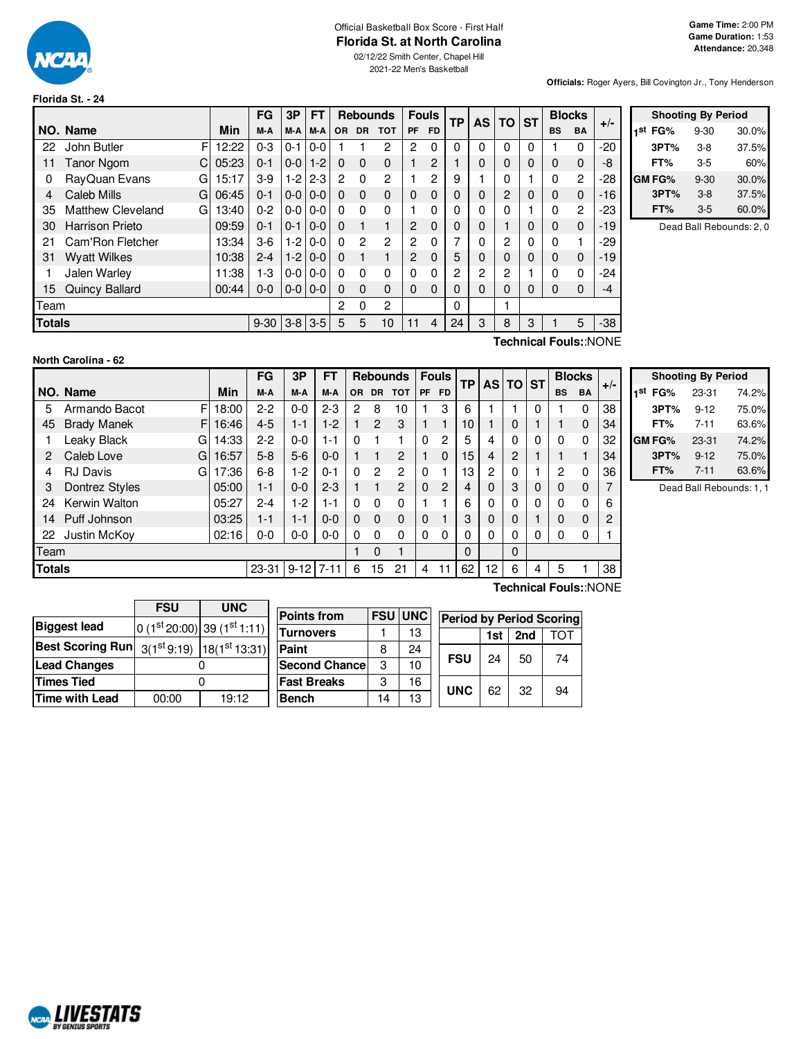Official Basketball Box Score - First Half

# Florida St. at North Carolina

02/12/22 Smith Center, Chapel Hill

2021-22 Men's Basketball

**Game Time:** 2:00 PM
**Game Duration:** 1:53
**Attendance:** 20,348

**Officials:** Roger Ayers, Bill Covington Jr., Tony Henderson

## Florida St. - 24

| NO. | Name | | Min | FG M-A | 3P M-A | FT M-A | OR | DR | TOT | PF | FD | TP | AS | TO | ST | BS | BA | +/- |
|---|---|---|---|---|---|---|---|---|---|---|---|---|---|---|---|---|---|---|
| 22 | John Butler | F | 12:22 | 0-3 | 0-1 | 0-0 | 1 | 1 | 2 | 2 | 0 | 0 | 0 | 0 | 0 | 1 | 0 | -20 |
| 11 | Tanor Ngom | C | 05:23 | 0-1 | 0-0 | 1-2 | 0 | 0 | 0 | 1 | 2 | 1 | 0 | 0 | 0 | 0 | 0 | -8 |
| 0 | RayQuan Evans | G | 15:17 | 3-9 | 1-2 | 2-3 | 2 | 0 | 2 | 1 | 2 | 9 | 1 | 0 | 1 | 0 | 2 | -28 |
| 4 | Caleb Mills | G | 06:45 | 0-1 | 0-0 | 0-0 | 0 | 0 | 0 | 0 | 0 | 0 | 0 | 2 | 0 | 0 | 0 | -16 |
| 35 | Matthew Cleveland | G | 13:40 | 0-2 | 0-0 | 0-0 | 0 | 0 | 0 | 1 | 0 | 0 | 0 | 0 | 1 | 0 | 2 | -23 |
| 30 | Harrison Prieto | | 09:59 | 0-1 | 0-1 | 0-0 | 0 | 1 | 1 | 2 | 0 | 0 | 0 | 1 | 0 | 0 | 0 | -19 |
| 21 | Cam'Ron Fletcher | | 13:34 | 3-6 | 1-2 | 0-0 | 0 | 2 | 2 | 2 | 0 | 7 | 0 | 2 | 0 | 0 | 1 | -29 |
| 31 | Wyatt Wilkes | | 10:38 | 2-4 | 1-2 | 0-0 | 0 | 1 | 1 | 2 | 0 | 5 | 0 | 0 | 0 | 0 | 0 | -19 |
| 1 | Jalen Warley | | 11:38 | 1-3 | 0-0 | 0-0 | 0 | 0 | 0 | 0 | 0 | 2 | 2 | 2 | 1 | 0 | 0 | -24 |
| 15 | Quincy Ballard | | 00:44 | 0-0 | 0-0 | 0-0 | 0 | 0 | 0 | 0 | 0 | 0 | 0 | 0 | 0 | 0 | 0 | -4 |
| | Team | | | | | | 2 | 0 | 2 | | | 0 | | 1 | | | | |
| | **Totals** | | | 9-30 | 3-8 | 3-5 | 5 | 5 | 10 | 11 | 4 | 24 | 3 | 8 | 3 | 1 | 5 | -38 |

**Technical Fouls:**:NONE

| Shooting By Period | | |
|---|---|---|
| 1st FG% | 9-30 | 30.0% |
| 3PT% | 3-8 | 37.5% |
| FT% | 3-5 | 60% |
| GM FG% | 9-30 | 30.0% |
| 3PT% | 3-8 | 37.5% |
| FT% | 3-5 | 60.0% |

Dead Ball Rebounds: 2, 0

## North Carolina - 62

| NO. | Name | | Min | FG M-A | 3P M-A | FT M-A | OR | DR | TOT | PF | FD | TP | AS | TO | ST | BS | BA | +/- |
|---|---|---|---|---|---|---|---|---|---|---|---|---|---|---|---|---|---|---|
| 5 | Armando Bacot | F | 18:00 | 2-2 | 0-0 | 2-3 | 2 | 8 | 10 | 1 | 3 | 6 | 1 | 1 | 0 | 1 | 0 | 38 |
| 45 | Brady Manek | F | 16:46 | 4-5 | 1-1 | 1-2 | 1 | 2 | 3 | 1 | 1 | 10 | 1 | 0 | 1 | 1 | 0 | 34 |
| 1 | Leaky Black | G | 14:33 | 2-2 | 0-0 | 1-1 | 0 | 1 | 1 | 0 | 2 | 5 | 4 | 0 | 0 | 0 | 0 | 32 |
| 2 | Caleb Love | G | 16:57 | 5-8 | 5-6 | 0-0 | 1 | 1 | 2 | 1 | 0 | 15 | 4 | 2 | 1 | 1 | 1 | 34 |
| 4 | RJ Davis | G | 17:36 | 6-8 | 1-2 | 0-1 | 0 | 2 | 2 | 0 | 1 | 13 | 2 | 0 | 1 | 2 | 0 | 36 |
| 3 | Dontrez Styles | | 05:00 | 1-1 | 0-0 | 2-3 | 1 | 1 | 2 | 0 | 2 | 4 | 0 | 3 | 0 | 0 | 0 | 7 |
| 24 | Kerwin Walton | | 05:27 | 2-4 | 1-2 | 1-1 | 0 | 0 | 0 | 1 | 1 | 6 | 0 | 0 | 0 | 0 | 0 | 6 |
| 14 | Puff Johnson | | 03:25 | 1-1 | 1-1 | 0-0 | 0 | 0 | 0 | 0 | 1 | 3 | 0 | 0 | 1 | 0 | 0 | 2 |
| 22 | Justin McKoy | | 02:16 | 0-0 | 0-0 | 0-0 | 0 | 0 | 0 | 0 | 0 | 0 | 0 | 0 | 0 | 0 | 0 | 1 |
| | Team | | | | | | 1 | 0 | 1 | | | 0 | | 0 | | | | |
| | **Totals** | | | 23-31 | 9-12 | 7-11 | 6 | 15 | 21 | 4 | 11 | 62 | 12 | 6 | 4 | 5 | 1 | 38 |

**Technical Fouls:**:NONE

| Shooting By Period | | |
|---|---|---|
| 1st FG% | 23-31 | 74.2% |
| 3PT% | 9-12 | 75.0% |
| FT% | 7-11 | 63.6% |
| GM FG% | 23-31 | 74.2% |
| 3PT% | 9-12 | 75.0% |
| FT% | 7-11 | 63.6% |

Dead Ball Rebounds: 1, 1

| | FSU | UNC |
|---|---|---|
| Biggest lead | 0 (1st 20:00) | 39 (1st 1:11) |
| Best Scoring Run | 3(1st 9:19) | 18(1st 13:31) |
| Lead Changes | 0 | |
| Times Tied | 0 | |
| Time with Lead | 00:00 | 19:12 |

| Points from | FSU | UNC |
|---|---|---|
| Turnovers | 1 | 13 |
| Paint | 8 | 24 |
| Second Chance | 3 | 10 |
| Fast Breaks | 3 | 16 |
| Bench | 14 | 13 |

| Period by Period Scoring | 1st | 2nd | TOT |
|---|---|---|---|
| FSU | 24 | 50 | 74 |
| UNC | 62 | 32 | 94 |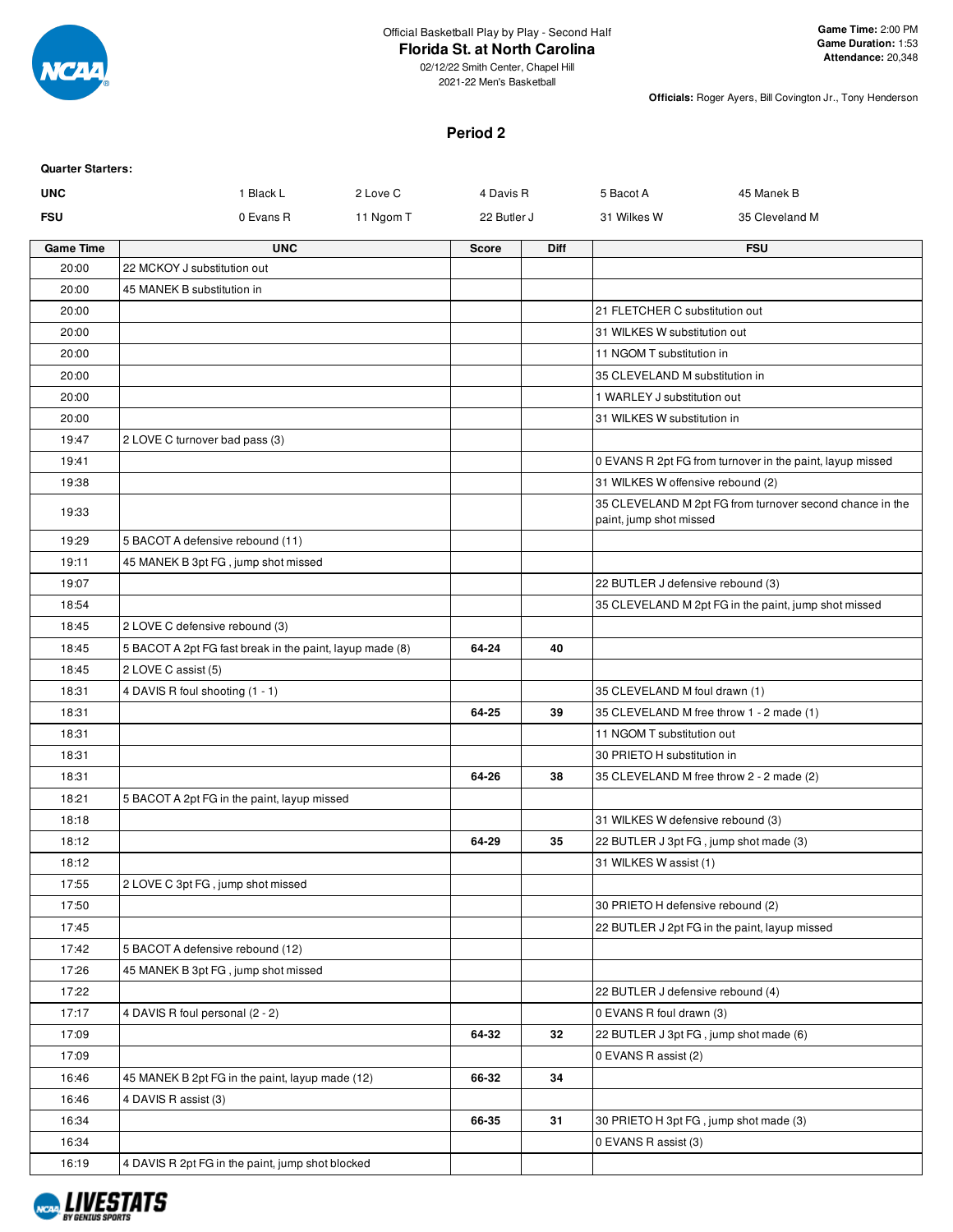Official Basketball Play by Play - Second Half

# Florida St. at North Carolina

02/12/22 Smith Center, Chapel Hill
2021-22 Men's Basketball

**Game Time:** 2:00 PM
**Game Duration:** 1:53
**Attendance:** 20,348

**Officials:** Roger Ayers, Bill Covington Jr., Tony Henderson

## Period 2

**Quarter Starters:**

| | | | | | |
|---|---|---|---|---|---|
| **UNC** | 1 Black L | 2 Love C | 4 Davis R | 5 Bacot A | 45 Manek B |
| **FSU** | 0 Evans R | 11 Ngom T | 22 Butler J | 31 Wilkes W | 35 Cleveland M |

| Game Time | UNC | Score | Diff | FSU |
|---|---|---|---|---|
| 20:00 | 22 MCKOY J substitution out | | | |
| 20:00 | 45 MANEK B substitution in | | | |
| 20:00 | | | | 21 FLETCHER C substitution out |
| 20:00 | | | | 31 WILKES W substitution out |
| 20:00 | | | | 11 NGOM T substitution in |
| 20:00 | | | | 35 CLEVELAND M substitution in |
| 20:00 | | | | 1 WARLEY J substitution out |
| 20:00 | | | | 31 WILKES W substitution in |
| 19:47 | 2 LOVE C turnover bad pass (3) | | | |
| 19:41 | | | | 0 EVANS R 2pt FG from turnover in the paint, layup missed |
| 19:38 | | | | 31 WILKES W offensive rebound (2) |
| 19:33 | | | | 35 CLEVELAND M 2pt FG from turnover second chance in the paint, jump shot missed |
| 19:29 | 5 BACOT A defensive rebound (11) | | | |
| 19:11 | 45 MANEK B 3pt FG , jump shot missed | | | |
| 19:07 | | | | 22 BUTLER J defensive rebound (3) |
| 18:54 | | | | 35 CLEVELAND M 2pt FG in the paint, jump shot missed |
| 18:45 | 2 LOVE C defensive rebound (3) | | | |
| 18:45 | 5 BACOT A 2pt FG fast break in the paint, layup made (8) | 64-24 | 40 | |
| 18:45 | 2 LOVE C assist (5) | | | |
| 18:31 | 4 DAVIS R foul shooting (1 - 1) | | | 35 CLEVELAND M foul drawn (1) |
| 18:31 | | 64-25 | 39 | 35 CLEVELAND M free throw 1 - 2 made (1) |
| 18:31 | | | | 11 NGOM T substitution out |
| 18:31 | | | | 30 PRIETO H substitution in |
| 18:31 | | 64-26 | 38 | 35 CLEVELAND M free throw 2 - 2 made (2) |
| 18:21 | 5 BACOT A 2pt FG in the paint, layup missed | | | |
| 18:18 | | | | 31 WILKES W defensive rebound (3) |
| 18:12 | | 64-29 | 35 | 22 BUTLER J 3pt FG , jump shot made (3) |
| 18:12 | | | | 31 WILKES W assist (1) |
| 17:55 | 2 LOVE C 3pt FG , jump shot missed | | | |
| 17:50 | | | | 30 PRIETO H defensive rebound (2) |
| 17:45 | | | | 22 BUTLER J 2pt FG in the paint, layup missed |
| 17:42 | 5 BACOT A defensive rebound (12) | | | |
| 17:26 | 45 MANEK B 3pt FG , jump shot missed | | | |
| 17:22 | | | | 22 BUTLER J defensive rebound (4) |
| 17:17 | 4 DAVIS R foul personal (2 - 2) | | | 0 EVANS R foul drawn (3) |
| 17:09 | | 64-32 | 32 | 22 BUTLER J 3pt FG , jump shot made (6) |
| 17:09 | | | | 0 EVANS R assist (2) |
| 16:46 | 45 MANEK B 2pt FG in the paint, layup made (12) | 66-32 | 34 | |
| 16:46 | 4 DAVIS R assist (3) | | | |
| 16:34 | | 66-35 | 31 | 30 PRIETO H 3pt FG , jump shot made (3) |
| 16:34 | | | | 0 EVANS R assist (3) |
| 16:19 | 4 DAVIS R 2pt FG in the paint, jump shot blocked | | | |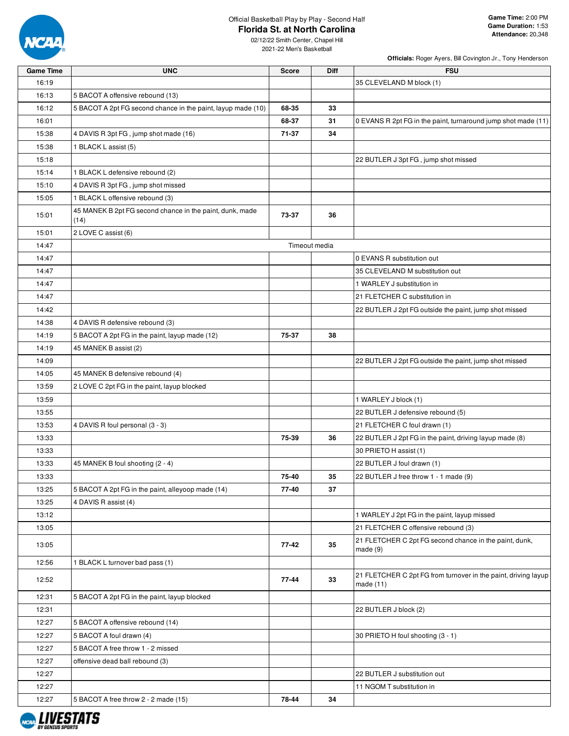Official Basketball Play by Play - Second Half

# Florida St. at North Carolina

02/12/22 Smith Center, Chapel Hill
2021-22 Men's Basketball

**Game Time:** 2:00 PM
**Game Duration:** 1:53
**Attendance:** 20,348

**Officials:** Roger Ayers, Bill Covington Jr., Tony Henderson

| Game Time | UNC | Score | Diff | FSU |
|---|---|---|---|---|
| 16:19 | | | | 35 CLEVELAND M block (1) |
| 16:13 | 5 BACOT A offensive rebound (13) | | | |
| 16:12 | 5 BACOT A 2pt FG second chance in the paint, layup made (10) | 68-35 | 33 | |
| 16:01 | | 68-37 | 31 | 0 EVANS R 2pt FG in the paint, turnaround jump shot made (11) |
| 15:38 | 4 DAVIS R 3pt FG , jump shot made (16) | 71-37 | 34 | |
| 15:38 | 1 BLACK L assist (5) | | | |
| 15:18 | | | | 22 BUTLER J 3pt FG , jump shot missed |
| 15:14 | 1 BLACK L defensive rebound (2) | | | |
| 15:10 | 4 DAVIS R 3pt FG , jump shot missed | | | |
| 15:05 | 1 BLACK L offensive rebound (3) | | | |
| 15:01 | 45 MANEK B 2pt FG second chance in the paint, dunk, made (14) | 73-37 | 36 | |
| 15:01 | 2 LOVE C assist (6) | | | |
| 14:47 | Timeout media | | | |
| 14:47 | | | | 0 EVANS R substitution out |
| 14:47 | | | | 35 CLEVELAND M substitution out |
| 14:47 | | | | 1 WARLEY J substitution in |
| 14:47 | | | | 21 FLETCHER C substitution in |
| 14:42 | | | | 22 BUTLER J 2pt FG outside the paint, jump shot missed |
| 14:38 | 4 DAVIS R defensive rebound (3) | | | |
| 14:19 | 5 BACOT A 2pt FG in the paint, layup made (12) | 75-37 | 38 | |
| 14:19 | 45 MANEK B assist (2) | | | |
| 14:09 | | | | 22 BUTLER J 2pt FG outside the paint, jump shot missed |
| 14:05 | 45 MANEK B defensive rebound (4) | | | |
| 13:59 | 2 LOVE C 2pt FG in the paint, layup blocked | | | |
| 13:59 | | | | 1 WARLEY J block (1) |
| 13:55 | | | | 22 BUTLER J defensive rebound (5) |
| 13:53 | 4 DAVIS R foul personal (3 - 3) | | | 21 FLETCHER C foul drawn (1) |
| 13:33 | | 75-39 | 36 | 22 BUTLER J 2pt FG in the paint, driving layup made (8) |
| 13:33 | | | | 30 PRIETO H assist (1) |
| 13:33 | 45 MANEK B foul shooting (2 - 4) | | | 22 BUTLER J foul drawn (1) |
| 13:33 | | 75-40 | 35 | 22 BUTLER J free throw 1 - 1 made (9) |
| 13:25 | 5 BACOT A 2pt FG in the paint, alleyoop made (14) | 77-40 | 37 | |
| 13:25 | 4 DAVIS R assist (4) | | | |
| 13:12 | | | | 1 WARLEY J 2pt FG in the paint, layup missed |
| 13:05 | | | | 21 FLETCHER C offensive rebound (3) |
| 13:05 | | 77-42 | 35 | 21 FLETCHER C 2pt FG second chance in the paint, dunk, made (9) |
| 12:56 | 1 BLACK L turnover bad pass (1) | | | |
| 12:52 | | 77-44 | 33 | 21 FLETCHER C 2pt FG from turnover in the paint, driving layup made (11) |
| 12:31 | 5 BACOT A 2pt FG in the paint, layup blocked | | | |
| 12:31 | | | | 22 BUTLER J block (2) |
| 12:27 | 5 BACOT A offensive rebound (14) | | | |
| 12:27 | 5 BACOT A foul drawn (4) | | | 30 PRIETO H foul shooting (3 - 1) |
| 12:27 | 5 BACOT A free throw 1 - 2 missed | | | |
| 12:27 | offensive dead ball rebound (3) | | | |
| 12:27 | | | | 22 BUTLER J substitution out |
| 12:27 | | | | 11 NGOM T substitution in |
| 12:27 | 5 BACOT A free throw 2 - 2 made (15) | 78-44 | 34 | |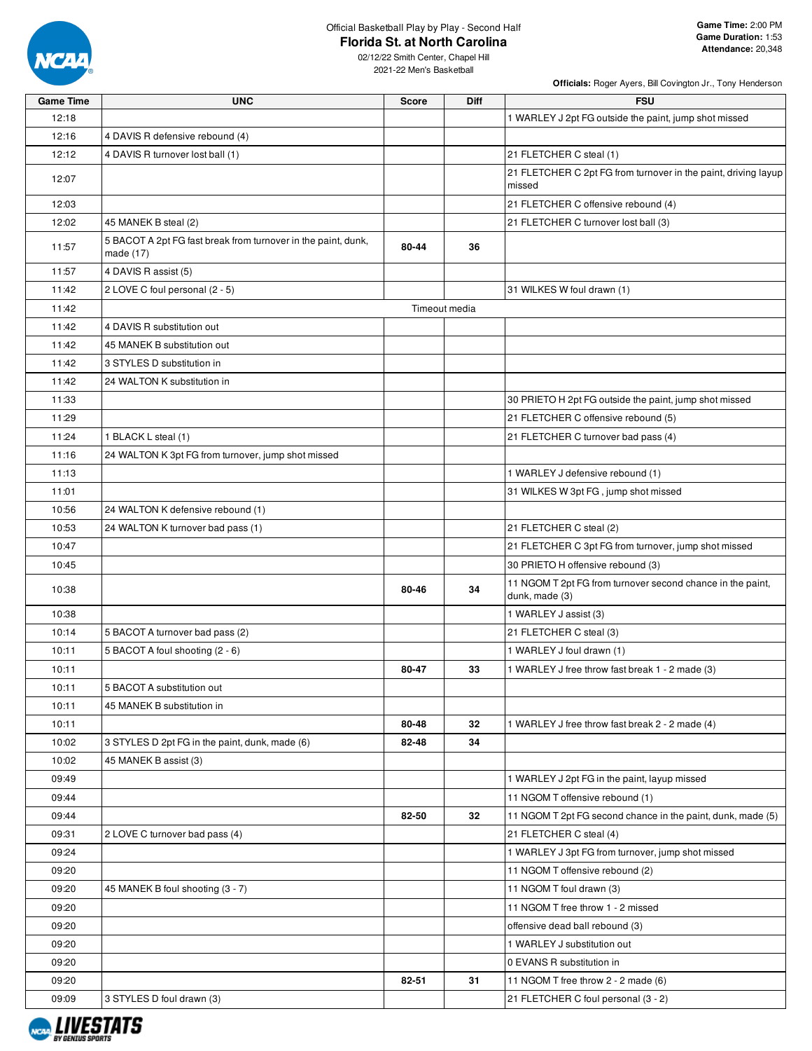Official Basketball Play by Play - Second Half

# Florida St. at North Carolina

02/12/22 Smith Center, Chapel Hill
2021-22 Men's Basketball

**Game Time:** 2:00 PM
**Game Duration:** 1:53
**Attendance:** 20,348

**Officials:** Roger Ayers, Bill Covington Jr., Tony Henderson

| Game Time | UNC | Score | Diff | FSU |
|---|---|---|---|---|
| 12:18 | | | | 1 WARLEY J 2pt FG outside the paint, jump shot missed |
| 12:16 | 4 DAVIS R defensive rebound (4) | | | |
| 12:12 | 4 DAVIS R turnover lost ball (1) | | | 21 FLETCHER C steal (1) |
| 12:07 | | | | 21 FLETCHER C 2pt FG from turnover in the paint, driving layup missed |
| 12:03 | | | | 21 FLETCHER C offensive rebound (4) |
| 12:02 | 45 MANEK B steal (2) | | | 21 FLETCHER C turnover lost ball (3) |
| 11:57 | 5 BACOT A 2pt FG fast break from turnover in the paint, dunk, made (17) | 80-44 | 36 | |
| 11:57 | 4 DAVIS R assist (5) | | | |
| 11:42 | 2 LOVE C foul personal (2 - 5) | | | 31 WILKES W foul drawn (1) |
| 11:42 | Timeout media | | | |
| 11:42 | 4 DAVIS R substitution out | | | |
| 11:42 | 45 MANEK B substitution out | | | |
| 11:42 | 3 STYLES D substitution in | | | |
| 11:42 | 24 WALTON K substitution in | | | |
| 11:33 | | | | 30 PRIETO H 2pt FG outside the paint, jump shot missed |
| 11:29 | | | | 21 FLETCHER C offensive rebound (5) |
| 11:24 | 1 BLACK L steal (1) | | | 21 FLETCHER C turnover bad pass (4) |
| 11:16 | 24 WALTON K 3pt FG from turnover, jump shot missed | | | |
| 11:13 | | | | 1 WARLEY J defensive rebound (1) |
| 11:01 | | | | 31 WILKES W 3pt FG , jump shot missed |
| 10:56 | 24 WALTON K defensive rebound (1) | | | |
| 10:53 | 24 WALTON K turnover bad pass (1) | | | 21 FLETCHER C steal (2) |
| 10:47 | | | | 21 FLETCHER C 3pt FG from turnover, jump shot missed |
| 10:45 | | | | 30 PRIETO H offensive rebound (3) |
| 10:38 | | 80-46 | 34 | 11 NGOM T 2pt FG from turnover second chance in the paint, dunk, made (3) |
| 10:38 | | | | 1 WARLEY J assist (3) |
| 10:14 | 5 BACOT A turnover bad pass (2) | | | 21 FLETCHER C steal (3) |
| 10:11 | 5 BACOT A foul shooting (2 - 6) | | | 1 WARLEY J foul drawn (1) |
| 10:11 | | 80-47 | 33 | 1 WARLEY J free throw fast break 1 - 2 made (3) |
| 10:11 | 5 BACOT A substitution out | | | |
| 10:11 | 45 MANEK B substitution in | | | |
| 10:11 | | 80-48 | 32 | 1 WARLEY J free throw fast break 2 - 2 made (4) |
| 10:02 | 3 STYLES D 2pt FG in the paint, dunk, made (6) | 82-48 | 34 | |
| 10:02 | 45 MANEK B assist (3) | | | |
| 09:49 | | | | 1 WARLEY J 2pt FG in the paint, layup missed |
| 09:44 | | | | 11 NGOM T offensive rebound (1) |
| 09:44 | | 82-50 | 32 | 11 NGOM T 2pt FG second chance in the paint, dunk, made (5) |
| 09:31 | 2 LOVE C turnover bad pass (4) | | | 21 FLETCHER C steal (4) |
| 09:24 | | | | 1 WARLEY J 3pt FG from turnover, jump shot missed |
| 09:20 | | | | 11 NGOM T offensive rebound (2) |
| 09:20 | 45 MANEK B foul shooting (3 - 7) | | | 11 NGOM T foul drawn (3) |
| 09:20 | | | | 11 NGOM T free throw 1 - 2 missed |
| 09:20 | | | | offensive dead ball rebound (3) |
| 09:20 | | | | 1 WARLEY J substitution out |
| 09:20 | | | | 0 EVANS R substitution in |
| 09:20 | | 82-51 | 31 | 11 NGOM T free throw 2 - 2 made (6) |
| 09:09 | 3 STYLES D foul drawn (3) | | | 21 FLETCHER C foul personal (3 - 2) |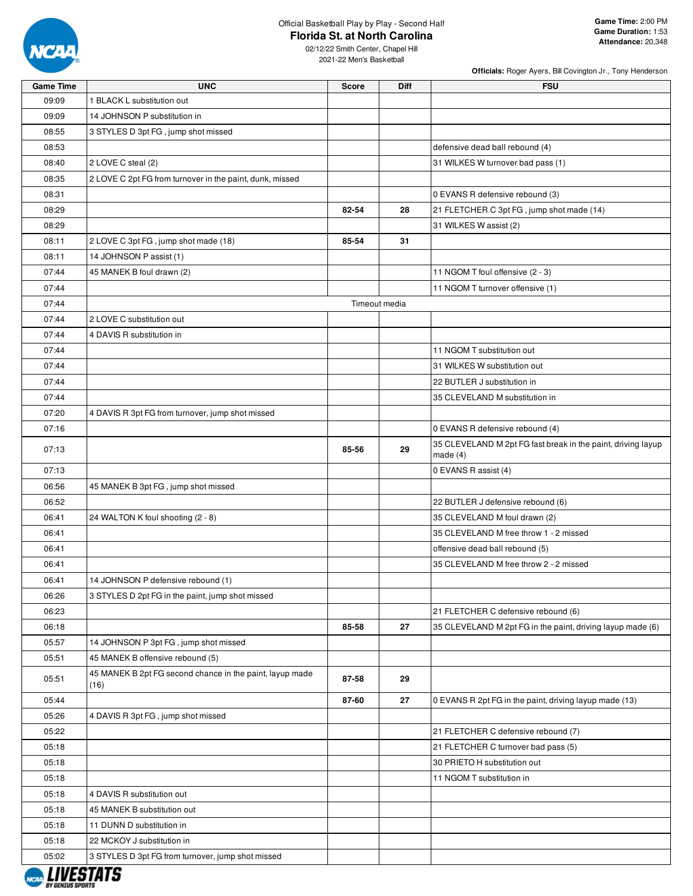Official Basketball Play by Play - Second Half

# Florida St. at North Carolina

02/12/22 Smith Center, Chapel Hill
2021-22 Men's Basketball

**Game Time:** 2:00 PM
**Game Duration:** 1:53
**Attendance:** 20,348

**Officials:** Roger Ayers, Bill Covington Jr., Tony Henderson

| Game Time | UNC | Score | Diff | FSU |
|---|---|---|---|---|
| 09:09 | 1 BLACK L substitution out | | | |
| 09:09 | 14 JOHNSON P substitution in | | | |
| 08:55 | 3 STYLES D 3pt FG , jump shot missed | | | |
| 08:53 | | | | defensive dead ball rebound (4) |
| 08:40 | 2 LOVE C steal (2) | | | 31 WILKES W turnover bad pass (1) |
| 08:35 | 2 LOVE C 2pt FG from turnover in the paint, dunk, missed | | | |
| 08:31 | | | | 0 EVANS R defensive rebound (3) |
| 08:29 | | 82-54 | 28 | 21 FLETCHER C 3pt FG , jump shot made (14) |
| 08:29 | | | | 31 WILKES W assist (2) |
| 08:11 | 2 LOVE C 3pt FG , jump shot made (18) | 85-54 | 31 | |
| 08:11 | 14 JOHNSON P assist (1) | | | |
| 07:44 | 45 MANEK B foul drawn (2) | | | 11 NGOM T foul offensive (2 - 3) |
| 07:44 | | | | 11 NGOM T turnover offensive (1) |
| 07:44 | | Timeout media | | |
| 07:44 | 2 LOVE C substitution out | | | |
| 07:44 | 4 DAVIS R substitution in | | | |
| 07:44 | | | | 11 NGOM T substitution out |
| 07:44 | | | | 31 WILKES W substitution out |
| 07:44 | | | | 22 BUTLER J substitution in |
| 07:44 | | | | 35 CLEVELAND M substitution in |
| 07:20 | 4 DAVIS R 3pt FG from turnover, jump shot missed | | | |
| 07:16 | | | | 0 EVANS R defensive rebound (4) |
| 07:13 | | 85-56 | 29 | 35 CLEVELAND M 2pt FG fast break in the paint, driving layup made (4) |
| 07:13 | | | | 0 EVANS R assist (4) |
| 06:56 | 45 MANEK B 3pt FG , jump shot missed | | | |
| 06:52 | | | | 22 BUTLER J defensive rebound (6) |
| 06:41 | 24 WALTON K foul shooting (2 - 8) | | | 35 CLEVELAND M foul drawn (2) |
| 06:41 | | | | 35 CLEVELAND M free throw 1 - 2 missed |
| 06:41 | | | | offensive dead ball rebound (5) |
| 06:41 | | | | 35 CLEVELAND M free throw 2 - 2 missed |
| 06:41 | 14 JOHNSON P defensive rebound (1) | | | |
| 06:26 | 3 STYLES D 2pt FG in the paint, jump shot missed | | | |
| 06:23 | | | | 21 FLETCHER C defensive rebound (6) |
| 06:18 | | 85-58 | 27 | 35 CLEVELAND M 2pt FG in the paint, driving layup made (6) |
| 05:57 | 14 JOHNSON P 3pt FG , jump shot missed | | | |
| 05:51 | 45 MANEK B offensive rebound (5) | | | |
| 05:51 | 45 MANEK B 2pt FG second chance in the paint, layup made (16) | 87-58 | 29 | |
| 05:44 | | 87-60 | 27 | 0 EVANS R 2pt FG in the paint, driving layup made (13) |
| 05:26 | 4 DAVIS R 3pt FG , jump shot missed | | | |
| 05:22 | | | | 21 FLETCHER C defensive rebound (7) |
| 05:18 | | | | 21 FLETCHER C turnover bad pass (5) |
| 05:18 | | | | 30 PRIETO H substitution out |
| 05:18 | | | | 11 NGOM T substitution in |
| 05:18 | 4 DAVIS R substitution out | | | |
| 05:18 | 45 MANEK B substitution out | | | |
| 05:18 | 11 DUNN D substitution in | | | |
| 05:18 | 22 MCKOY J substitution in | | | |
| 05:02 | 3 STYLES D 3pt FG from turnover, jump shot missed | | | |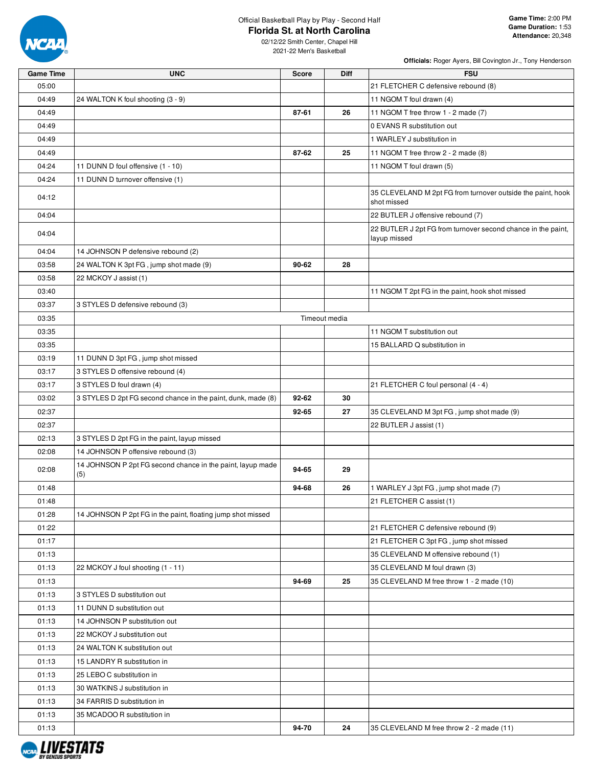Official Basketball Play by Play - Second Half

# Florida St. at North Carolina

02/12/22 Smith Center, Chapel Hill
2021-22 Men's Basketball

**Game Time:** 2:00 PM
**Game Duration:** 1:53
**Attendance:** 20,348

**Officials:** Roger Ayers, Bill Covington Jr., Tony Henderson

| Game Time | UNC | Score | Diff | FSU |
|---|---|---|---|---|
| 05:00 | | | | 21 FLETCHER C defensive rebound (8) |
| 04:49 | 24 WALTON K foul shooting (3 - 9) | | | 11 NGOM T foul drawn (4) |
| 04:49 | | 87-61 | 26 | 11 NGOM T free throw 1 - 2 made (7) |
| 04:49 | | | | 0 EVANS R substitution out |
| 04:49 | | | | 1 WARLEY J substitution in |
| 04:49 | | 87-62 | 25 | 11 NGOM T free throw 2 - 2 made (8) |
| 04:24 | 11 DUNN D foul offensive (1 - 10) | | | 11 NGOM T foul drawn (5) |
| 04:24 | 11 DUNN D turnover offensive (1) | | | |
| 04:12 | | | | 35 CLEVELAND M 2pt FG from turnover outside the paint, hook shot missed |
| 04:04 | | | | 22 BUTLER J offensive rebound (7) |
| 04:04 | | | | 22 BUTLER J 2pt FG from turnover second chance in the paint, layup missed |
| 04:04 | 14 JOHNSON P defensive rebound (2) | | | |
| 03:58 | 24 WALTON K 3pt FG , jump shot made (9) | 90-62 | 28 | |
| 03:58 | 22 MCKOY J assist (1) | | | |
| 03:40 | | | | 11 NGOM T 2pt FG in the paint, hook shot missed |
| 03:37 | 3 STYLES D defensive rebound (3) | | | |
| 03:35 | Timeout media | | | |
| 03:35 | | | | 11 NGOM T substitution out |
| 03:35 | | | | 15 BALLARD Q substitution in |
| 03:19 | 11 DUNN D 3pt FG , jump shot missed | | | |
| 03:17 | 3 STYLES D offensive rebound (4) | | | |
| 03:17 | 3 STYLES D foul drawn (4) | | | 21 FLETCHER C foul personal (4 - 4) |
| 03:02 | 3 STYLES D 2pt FG second chance in the paint, dunk, made (8) | 92-62 | 30 | |
| 02:37 | | 92-65 | 27 | 35 CLEVELAND M 3pt FG , jump shot made (9) |
| 02:37 | | | | 22 BUTLER J assist (1) |
| 02:13 | 3 STYLES D 2pt FG in the paint, layup missed | | | |
| 02:08 | 14 JOHNSON P offensive rebound (3) | | | |
| 02:08 | 14 JOHNSON P 2pt FG second chance in the paint, layup made (5) | 94-65 | 29 | |
| 01:48 | | 94-68 | 26 | 1 WARLEY J 3pt FG , jump shot made (7) |
| 01:48 | | | | 21 FLETCHER C assist (1) |
| 01:28 | 14 JOHNSON P 2pt FG in the paint, floating jump shot missed | | | |
| 01:22 | | | | 21 FLETCHER C defensive rebound (9) |
| 01:17 | | | | 21 FLETCHER C 3pt FG , jump shot missed |
| 01:13 | | | | 35 CLEVELAND M offensive rebound (1) |
| 01:13 | 22 MCKOY J foul shooting (1 - 11) | | | 35 CLEVELAND M foul drawn (3) |
| 01:13 | | 94-69 | 25 | 35 CLEVELAND M free throw 1 - 2 made (10) |
| 01:13 | 3 STYLES D substitution out | | | |
| 01:13 | 11 DUNN D substitution out | | | |
| 01:13 | 14 JOHNSON P substitution out | | | |
| 01:13 | 22 MCKOY J substitution out | | | |
| 01:13 | 24 WALTON K substitution out | | | |
| 01:13 | 15 LANDRY R substitution in | | | |
| 01:13 | 25 LEBO C substitution in | | | |
| 01:13 | 30 WATKINS J substitution in | | | |
| 01:13 | 34 FARRIS D substitution in | | | |
| 01:13 | 35 MCADOO R substitution in | | | |
| 01:13 | | 94-70 | 24 | 35 CLEVELAND M free throw 2 - 2 made (11) |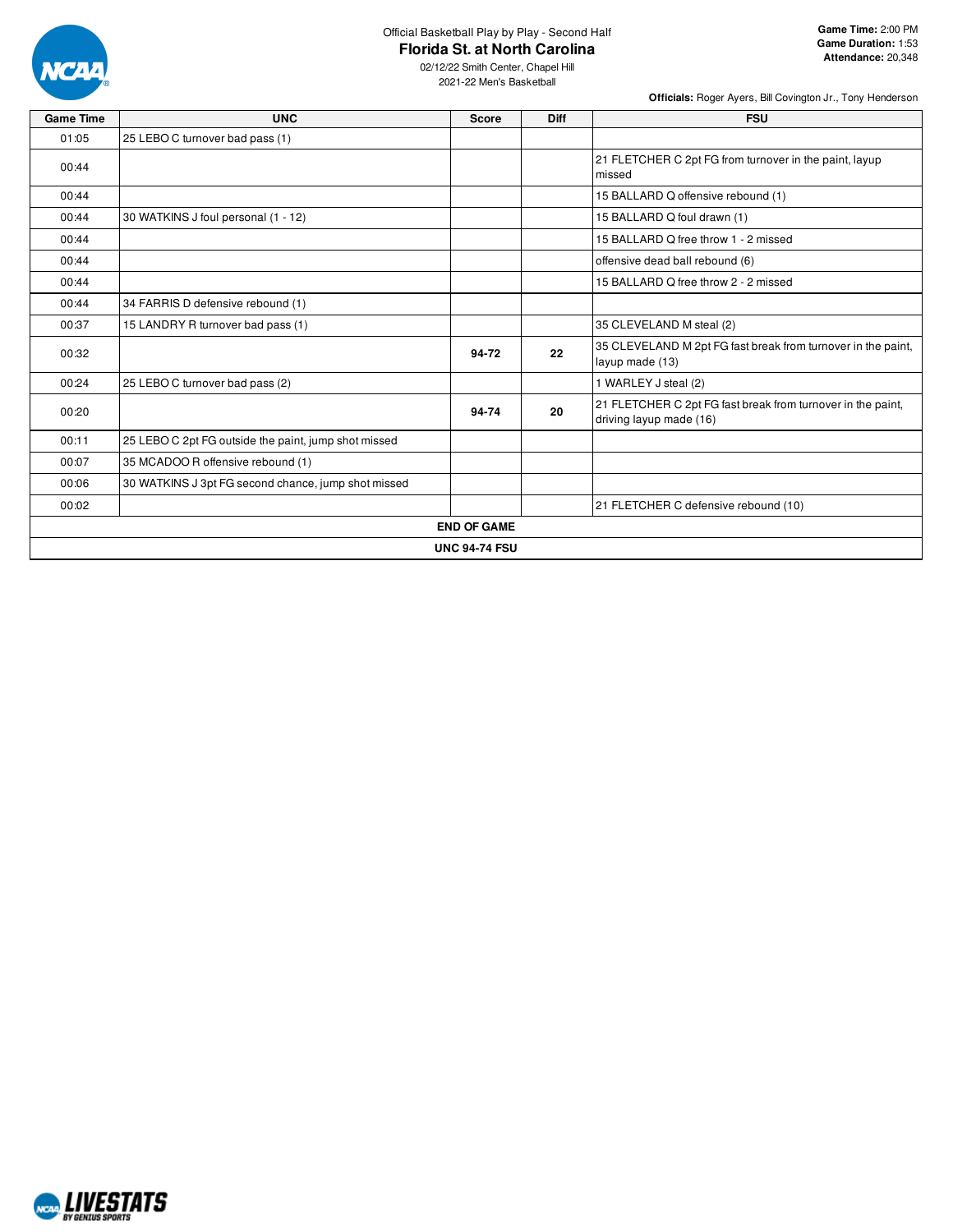Official Basketball Play by Play - Second Half

# Florida St. at North Carolina

02/12/22 Smith Center, Chapel Hill
2021-22 Men's Basketball

**Game Time:** 2:00 PM
**Game Duration:** 1:53
**Attendance:** 20,348

**Officials:** Roger Ayers, Bill Covington Jr., Tony Henderson

| Game Time | UNC | Score | Diff | FSU |
|---|---|---|---|---|
| 01:05 | 25 LEBO C turnover bad pass (1) | | | |
| 00:44 | | | | 21 FLETCHER C 2pt FG from turnover in the paint, layup missed |
| 00:44 | | | | 15 BALLARD Q offensive rebound (1) |
| 00:44 | 30 WATKINS J foul personal (1 - 12) | | | 15 BALLARD Q foul drawn (1) |
| 00:44 | | | | 15 BALLARD Q free throw 1 - 2 missed |
| 00:44 | | | | offensive dead ball rebound (6) |
| 00:44 | | | | 15 BALLARD Q free throw 2 - 2 missed |
| 00:44 | 34 FARRIS D defensive rebound (1) | | | |
| 00:37 | 15 LANDRY R turnover bad pass (1) | | | 35 CLEVELAND M steal (2) |
| 00:32 | | 94-72 | 22 | 35 CLEVELAND M 2pt FG fast break from turnover in the paint, layup made (13) |
| 00:24 | 25 LEBO C turnover bad pass (2) | | | 1 WARLEY J steal (2) |
| 00:20 | | 94-74 | 20 | 21 FLETCHER C 2pt FG fast break from turnover in the paint, driving layup made (16) |
| 00:11 | 25 LEBO C 2pt FG outside the paint, jump shot missed | | | |
| 00:07 | 35 MCADOO R offensive rebound (1) | | | |
| 00:06 | 30 WATKINS J 3pt FG second chance, jump shot missed | | | |
| 00:02 | | | | 21 FLETCHER C defensive rebound (10) |
| | | **END OF GAME** | | |
| | | **UNC 94-74 FSU** | | |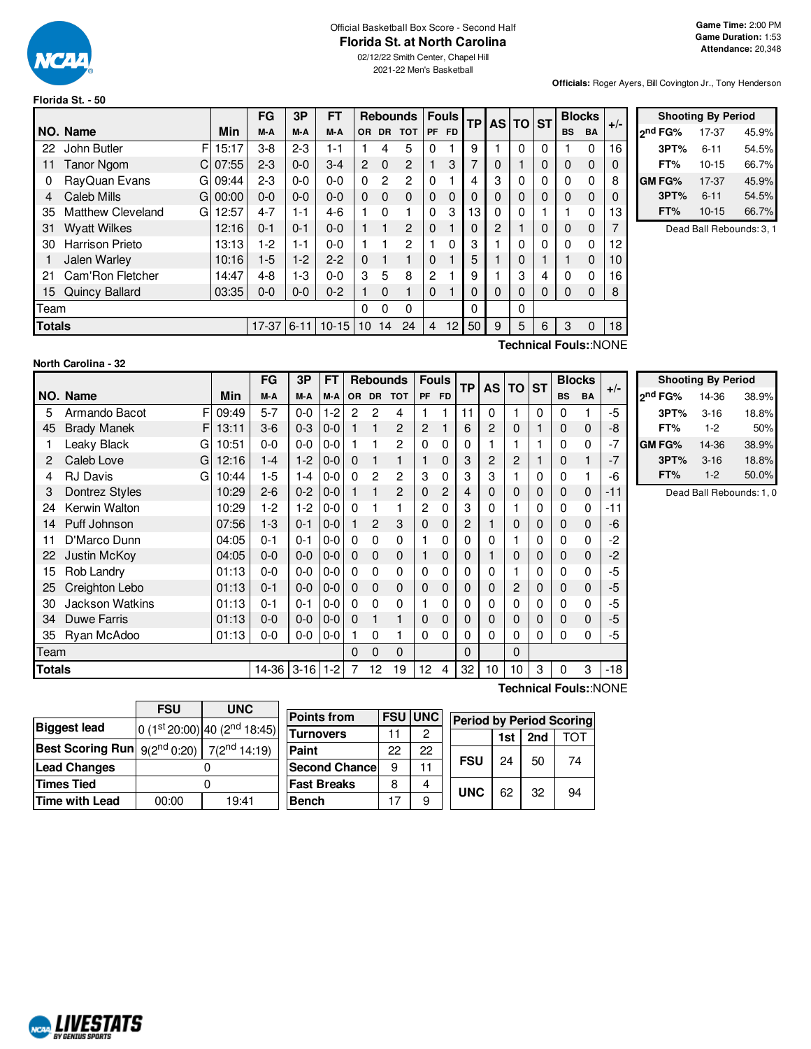Official Basketball Box Score - Second Half

# Florida St. at North Carolina

02/12/22 Smith Center, Chapel Hill
2021-22 Men's Basketball

**Game Time:** 2:00 PM
**Game Duration:** 1:53
**Attendance:** 20,348

**Officials:** Roger Ayers, Bill Covington Jr., Tony Henderson

## Florida St. - 50

| NO. | Name | | Min | FG M-A | 3P M-A | FT M-A | OR | DR | TOT | PF | FD | TP | AS | TO | ST | BS | BA | +/- |
|---|---|---|---|---|---|---|---|---|---|---|---|---|---|---|---|---|---|---|
| 22 | John Butler | F | 15:17 | 3-8 | 2-3 | 1-1 | 1 | 4 | 5 | 0 | 1 | 9 | 1 | 0 | 0 | 1 | 0 | 16 |
| 11 | Tanor Ngom | C | 07:55 | 2-3 | 0-0 | 3-4 | 2 | 0 | 2 | 1 | 3 | 7 | 0 | 1 | 0 | 0 | 0 | 0 |
| 0 | RayQuan Evans | G | 09:44 | 2-3 | 0-0 | 0-0 | 0 | 2 | 2 | 0 | 1 | 4 | 3 | 0 | 0 | 0 | 0 | 8 |
| 4 | Caleb Mills | G | 00:00 | 0-0 | 0-0 | 0-0 | 0 | 0 | 0 | 0 | 0 | 0 | 0 | 0 | 0 | 0 | 0 | 0 |
| 35 | Matthew Cleveland | G | 12:57 | 4-7 | 1-1 | 4-6 | 1 | 0 | 1 | 0 | 3 | 13 | 0 | 0 | 1 | 1 | 0 | 13 |
| 31 | Wyatt Wilkes | | 12:16 | 0-1 | 0-1 | 0-0 | 1 | 1 | 2 | 0 | 1 | 0 | 2 | 1 | 0 | 0 | 0 | 7 |
| 30 | Harrison Prieto | | 13:13 | 1-2 | 1-1 | 0-0 | 1 | 1 | 2 | 1 | 0 | 3 | 1 | 0 | 0 | 0 | 0 | 12 |
| 1 | Jalen Warley | | 10:16 | 1-5 | 1-2 | 2-2 | 0 | 1 | 1 | 0 | 1 | 5 | 1 | 0 | 1 | 1 | 0 | 10 |
| 21 | Cam'Ron Fletcher | | 14:47 | 4-8 | 1-3 | 0-0 | 3 | 5 | 8 | 2 | 1 | 9 | 1 | 3 | 4 | 0 | 0 | 16 |
| 15 | Quincy Ballard | | 03:35 | 0-0 | 0-0 | 0-2 | 1 | 0 | 1 | 0 | 1 | 0 | 0 | 0 | 0 | 0 | 0 | 8 |
| | Team | | | | | | 0 | 0 | 0 | | | 0 | | 0 | | | | |
| | **Totals** | | | 17-37 | 6-11 | 10-15 | 10 | 14 | 24 | 4 | 12 | 50 | 9 | 5 | 6 | 3 | 0 | 18 |

Technical Fouls::NONE

| Shooting By Period | | |
|---|---|---|
| 2nd FG% | 17-37 | 45.9% |
| 3PT% | 6-11 | 54.5% |
| FT% | 10-15 | 66.7% |
| GM FG% | 17-37 | 45.9% |
| 3PT% | 6-11 | 54.5% |
| FT% | 10-15 | 66.7% |

Dead Ball Rebounds: 3, 1

## North Carolina - 32

| NO. | Name | | Min | FG M-A | 3P M-A | FT M-A | OR | DR | TOT | PF | FD | TP | AS | TO | ST | BS | BA | +/- |
|---|---|---|---|---|---|---|---|---|---|---|---|---|---|---|---|---|---|---|
| 5 | Armando Bacot | F | 09:49 | 5-7 | 0-0 | 1-2 | 2 | 2 | 4 | 1 | 1 | 11 | 0 | 1 | 0 | 0 | 1 | -5 |
| 45 | Brady Manek | F | 13:11 | 3-6 | 0-3 | 0-0 | 1 | 1 | 2 | 2 | 1 | 6 | 2 | 0 | 1 | 0 | 0 | -8 |
| 1 | Leaky Black | G | 10:51 | 0-0 | 0-0 | 0-0 | 1 | 1 | 2 | 0 | 0 | 0 | 1 | 1 | 1 | 0 | 0 | -7 |
| 2 | Caleb Love | G | 12:16 | 1-4 | 1-2 | 0-0 | 0 | 1 | 1 | 1 | 0 | 3 | 2 | 2 | 1 | 0 | 1 | -7 |
| 4 | RJ Davis | G | 10:44 | 1-5 | 1-4 | 0-0 | 0 | 2 | 2 | 3 | 0 | 3 | 3 | 1 | 0 | 0 | 1 | -6 |
| 3 | Dontrez Styles | | 10:29 | 2-6 | 0-2 | 0-0 | 1 | 1 | 2 | 0 | 2 | 4 | 0 | 0 | 0 | 0 | 0 | -11 |
| 24 | Kerwin Walton | | 10:29 | 1-2 | 1-2 | 0-0 | 0 | 1 | 1 | 2 | 0 | 3 | 0 | 1 | 0 | 0 | 0 | -11 |
| 14 | Puff Johnson | | 07:56 | 1-3 | 0-1 | 0-0 | 1 | 2 | 3 | 0 | 0 | 2 | 1 | 0 | 0 | 0 | 0 | -6 |
| 11 | D'Marco Dunn | | 04:05 | 0-1 | 0-1 | 0-0 | 0 | 0 | 0 | 1 | 0 | 0 | 0 | 1 | 0 | 0 | 0 | -2 |
| 22 | Justin McKoy | | 04:05 | 0-0 | 0-0 | 0-0 | 0 | 0 | 0 | 1 | 0 | 0 | 1 | 0 | 0 | 0 | 0 | -2 |
| 15 | Rob Landry | | 01:13 | 0-0 | 0-0 | 0-0 | 0 | 0 | 0 | 0 | 0 | 0 | 0 | 1 | 0 | 0 | 0 | -5 |
| 25 | Creighton Lebo | | 01:13 | 0-1 | 0-0 | 0-0 | 0 | 0 | 0 | 0 | 0 | 0 | 0 | 2 | 0 | 0 | 0 | -5 |
| 30 | Jackson Watkins | | 01:13 | 0-1 | 0-1 | 0-0 | 0 | 0 | 0 | 1 | 0 | 0 | 0 | 0 | 0 | 0 | 0 | -5 |
| 34 | Duwe Farris | | 01:13 | 0-0 | 0-0 | 0-0 | 0 | 1 | 1 | 0 | 0 | 0 | 0 | 0 | 0 | 0 | 0 | -5 |
| 35 | Ryan McAdoo | | 01:13 | 0-0 | 0-0 | 0-0 | 1 | 0 | 1 | 0 | 0 | 0 | 0 | 0 | 0 | 0 | 0 | -5 |
| | Team | | | | | | 0 | 0 | 0 | | | 0 | | 0 | | | | |
| | **Totals** | | | 14-36 | 3-16 | 1-2 | 7 | 12 | 19 | 12 | 4 | 32 | 10 | 10 | 3 | 0 | 3 | -18 |

Technical Fouls::NONE

| Shooting By Period | | |
|---|---|---|
| 2nd FG% | 14-36 | 38.9% |
| 3PT% | 3-16 | 18.8% |
| FT% | 1-2 | 50% |
| GM FG% | 14-36 | 38.9% |
| 3PT% | 3-16 | 18.8% |
| FT% | 1-2 | 50.0% |

Dead Ball Rebounds: 1, 0

| | FSU | UNC |
|---|---|---|
| Biggest lead | 0 (1st 20:00) | 40 (2nd 18:45) |
| Best Scoring Run | 9(2nd 0:20) | 7(2nd 14:19) |
| Lead Changes | 0 | |
| Times Tied | 0 | |
| Time with Lead | 00:00 | 19:41 |

| Points from | FSU | UNC |
|---|---|---|
| Turnovers | 11 | 2 |
| Paint | 22 | 22 |
| Second Chance | 9 | 11 |
| Fast Breaks | 8 | 4 |
| Bench | 17 | 9 |

| Period by Period Scoring | 1st | 2nd | TOT |
|---|---|---|---|
| FSU | 24 | 50 | 74 |
| UNC | 62 | 32 | 94 |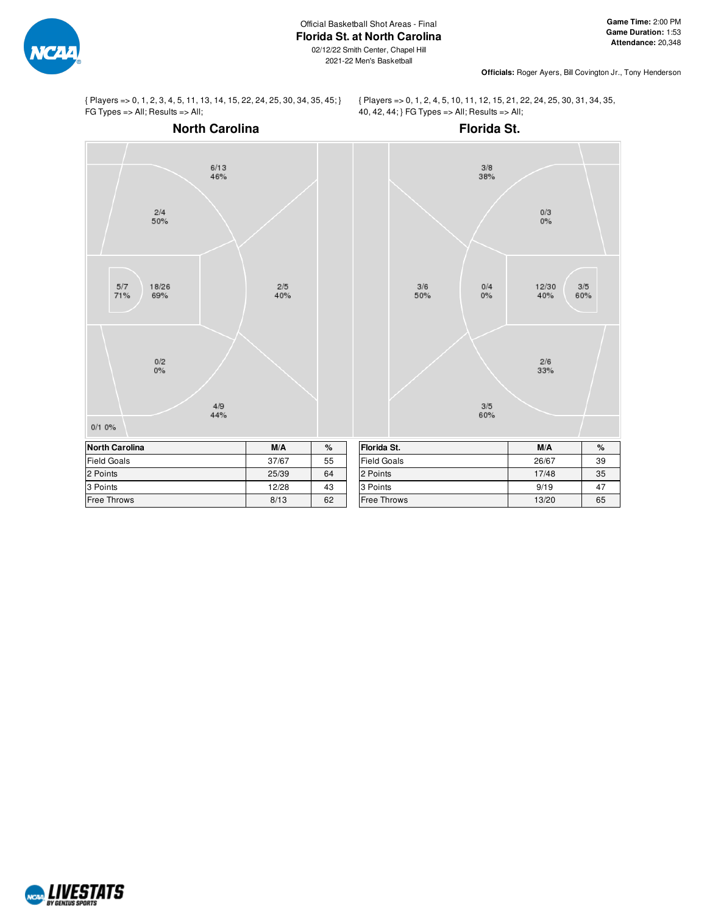Official Basketball Shot Areas - Final

# Florida St. at North Carolina

02/12/22 Smith Center, Chapel Hill

2021-22 Men's Basketball

**Game Time:** 2:00 PM
**Game Duration:** 1:53
**Attendance:** 20,348

**Officials:** Roger Ayers, Bill Covington Jr., Tony Henderson

{ Players => 0, 1, 2, 3, 4, 5, 11, 13, 14, 15, 22, 24, 25, 30, 34, 35, 45; } FG Types => All; Results => All;

{ Players => 0, 1, 2, 4, 5, 10, 11, 12, 15, 21, 22, 24, 25, 30, 31, 34, 35, 40, 42, 44; } FG Types => All; Results => All;

## North Carolina

6/13 46%

2/4 50%

5/7 71%

18/26 69%

2/5 40%

0/2 0%

4/9 44%

0/1 0%

## Florida St.

3/8 38%

0/3 0%

3/6 50%

0/4 0%

12/30 40%

3/5 60%

2/6 33%

3/5 60%

| North Carolina | M/A | % |
|---|---|---|
| Field Goals | 37/67 | 55 |
| 2 Points | 25/39 | 64 |
| 3 Points | 12/28 | 43 |
| Free Throws | 8/13 | 62 |

| Florida St. | M/A | % |
|---|---|---|
| Field Goals | 26/67 | 39 |
| 2 Points | 17/48 | 35 |
| 3 Points | 9/19 | 47 |
| Free Throws | 13/20 | 65 |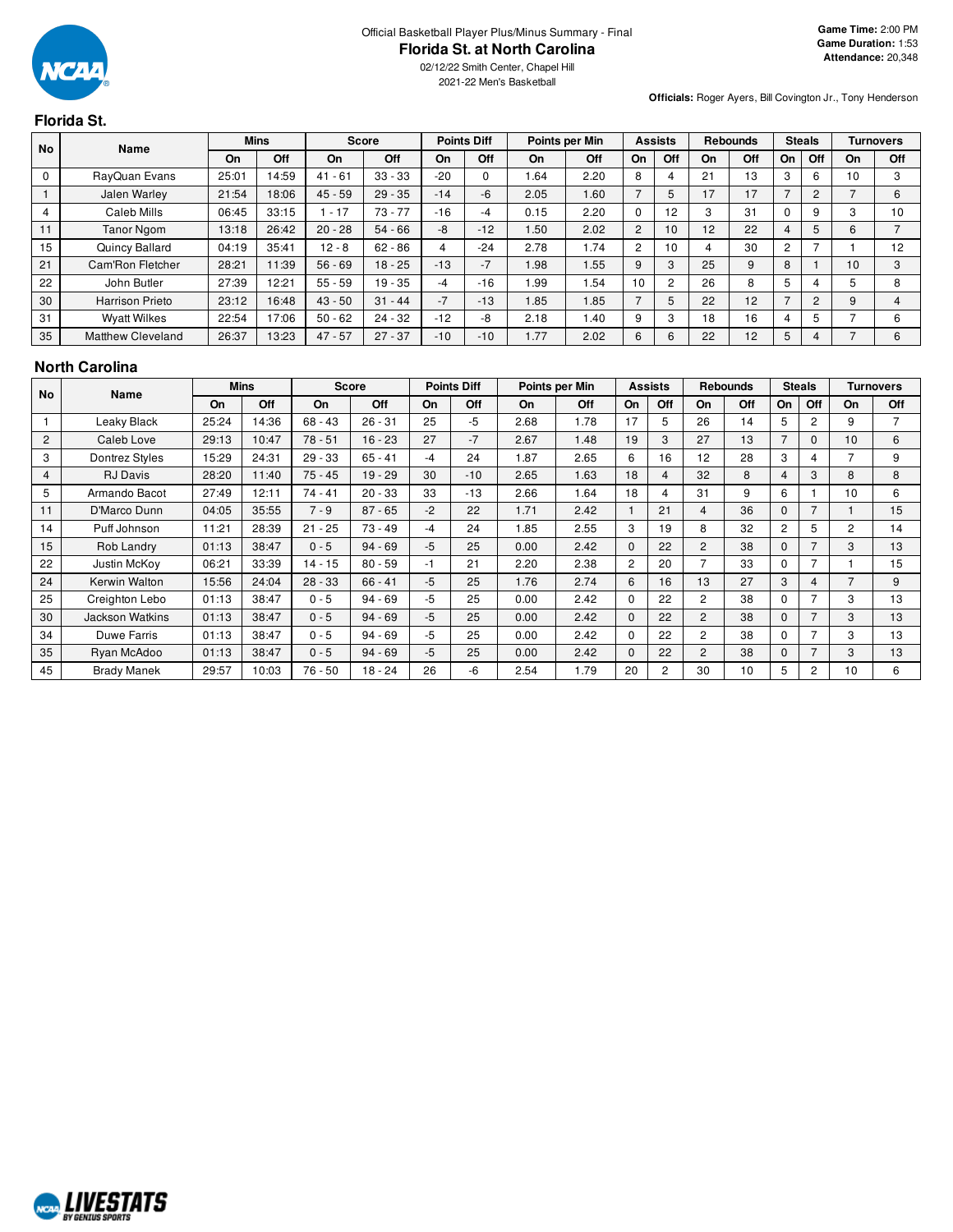Official Basketball Player Plus/Minus Summary - Final

# Florida St. at North Carolina

02/12/22 Smith Center, Chapel Hill

2021-22 Men's Basketball

**Game Time:** 2:00 PM
**Game Duration:** 1:53
**Attendance:** 20,348

**Officials:** Roger Ayers, Bill Covington Jr., Tony Henderson

## Florida St.

| No | Name | Mins | | Score | | Points Diff | | Points per Min | | Assists | | Rebounds | | Steals | | Turnovers | |
|---|---|---|---|---|---|---|---|---|---|---|---|---|---|---|---|---|---|
| | | On | Off | On | Off | On | Off | On | Off | On | Off | On | Off | On | Off | On | Off |
| 0 | RayQuan Evans | 25:01 | 14:59 | 41 - 61 | 33 - 33 | -20 | 0 | 1.64 | 2.20 | 8 | 4 | 21 | 13 | 3 | 6 | 10 | 3 |
| 1 | Jalen Warley | 21:54 | 18:06 | 45 - 59 | 29 - 35 | -14 | -6 | 2.05 | 1.60 | 7 | 5 | 17 | 17 | 7 | 2 | 7 | 6 |
| 4 | Caleb Mills | 06:45 | 33:15 | 1 - 17 | 73 - 77 | -16 | -4 | 0.15 | 2.20 | 0 | 12 | 3 | 31 | 0 | 9 | 3 | 10 |
| 11 | Tanor Ngom | 13:18 | 26:42 | 20 - 28 | 54 - 66 | -8 | -12 | 1.50 | 2.02 | 2 | 10 | 12 | 22 | 4 | 5 | 6 | 7 |
| 15 | Quincy Ballard | 04:19 | 35:41 | 12 - 8 | 62 - 86 | 4 | -24 | 2.78 | 1.74 | 2 | 10 | 4 | 30 | 2 | 7 | 1 | 12 |
| 21 | Cam'Ron Fletcher | 28:21 | 11:39 | 56 - 69 | 18 - 25 | -13 | -7 | 1.98 | 1.55 | 9 | 3 | 25 | 9 | 8 | 1 | 10 | 3 |
| 22 | John Butler | 27:39 | 12:21 | 55 - 59 | 19 - 35 | -4 | -16 | 1.99 | 1.54 | 10 | 2 | 26 | 8 | 5 | 4 | 5 | 8 |
| 30 | Harrison Prieto | 23:12 | 16:48 | 43 - 50 | 31 - 44 | -7 | -13 | 1.85 | 1.85 | 7 | 5 | 22 | 12 | 7 | 2 | 9 | 4 |
| 31 | Wyatt Wilkes | 22:54 | 17:06 | 50 - 62 | 24 - 32 | -12 | -8 | 2.18 | 1.40 | 9 | 3 | 18 | 16 | 4 | 5 | 7 | 6 |
| 35 | Matthew Cleveland | 26:37 | 13:23 | 47 - 57 | 27 - 37 | -10 | -10 | 1.77 | 2.02 | 6 | 6 | 22 | 12 | 5 | 4 | 7 | 6 |

## North Carolina

| No | Name | Mins | | Score | | Points Diff | | Points per Min | | Assists | | Rebounds | | Steals | | Turnovers | |
|---|---|---|---|---|---|---|---|---|---|---|---|---|---|---|---|---|---|
| | | On | Off | On | Off | On | Off | On | Off | On | Off | On | Off | On | Off | On | Off |
| 1 | Leaky Black | 25:24 | 14:36 | 68 - 43 | 26 - 31 | 25 | -5 | 2.68 | 1.78 | 17 | 5 | 26 | 14 | 5 | 2 | 9 | 7 |
| 2 | Caleb Love | 29:13 | 10:47 | 78 - 51 | 16 - 23 | 27 | -7 | 2.67 | 1.48 | 19 | 3 | 27 | 13 | 7 | 0 | 10 | 6 |
| 3 | Dontrez Styles | 15:29 | 24:31 | 29 - 33 | 65 - 41 | -4 | 24 | 1.87 | 2.65 | 6 | 16 | 12 | 28 | 3 | 4 | 7 | 9 |
| 4 | RJ Davis | 28:20 | 11:40 | 75 - 45 | 19 - 29 | 30 | -10 | 2.65 | 1.63 | 18 | 4 | 32 | 8 | 4 | 3 | 8 | 8 |
| 5 | Armando Bacot | 27:49 | 12:11 | 74 - 41 | 20 - 33 | 33 | -13 | 2.66 | 1.64 | 18 | 4 | 31 | 9 | 6 | 1 | 10 | 6 |
| 11 | D'Marco Dunn | 04:05 | 35:55 | 7 - 9 | 87 - 65 | -2 | 22 | 1.71 | 2.42 | 1 | 21 | 4 | 36 | 0 | 7 | 1 | 15 |
| 14 | Puff Johnson | 11:21 | 28:39 | 21 - 25 | 73 - 49 | -4 | 24 | 1.85 | 2.55 | 3 | 19 | 8 | 32 | 2 | 5 | 2 | 14 |
| 15 | Rob Landry | 01:13 | 38:47 | 0 - 5 | 94 - 69 | -5 | 25 | 0.00 | 2.42 | 0 | 22 | 2 | 38 | 0 | 7 | 3 | 13 |
| 22 | Justin McKoy | 06:21 | 33:39 | 14 - 15 | 80 - 59 | -1 | 21 | 2.20 | 2.38 | 2 | 20 | 7 | 33 | 0 | 7 | 1 | 15 |
| 24 | Kerwin Walton | 15:56 | 24:04 | 28 - 33 | 66 - 41 | -5 | 25 | 1.76 | 2.74 | 6 | 16 | 13 | 27 | 3 | 4 | 7 | 9 |
| 25 | Creighton Lebo | 01:13 | 38:47 | 0 - 5 | 94 - 69 | -5 | 25 | 0.00 | 2.42 | 0 | 22 | 2 | 38 | 0 | 7 | 3 | 13 |
| 30 | Jackson Watkins | 01:13 | 38:47 | 0 - 5 | 94 - 69 | -5 | 25 | 0.00 | 2.42 | 0 | 22 | 2 | 38 | 0 | 7 | 3 | 13 |
| 34 | Duwe Farris | 01:13 | 38:47 | 0 - 5 | 94 - 69 | -5 | 25 | 0.00 | 2.42 | 0 | 22 | 2 | 38 | 0 | 7 | 3 | 13 |
| 35 | Ryan McAdoo | 01:13 | 38:47 | 0 - 5 | 94 - 69 | -5 | 25 | 0.00 | 2.42 | 0 | 22 | 2 | 38 | 0 | 7 | 3 | 13 |
| 45 | Brady Manek | 29:57 | 10:03 | 76 - 50 | 18 - 24 | 26 | -6 | 2.54 | 1.79 | 20 | 2 | 30 | 10 | 5 | 2 | 10 | 6 |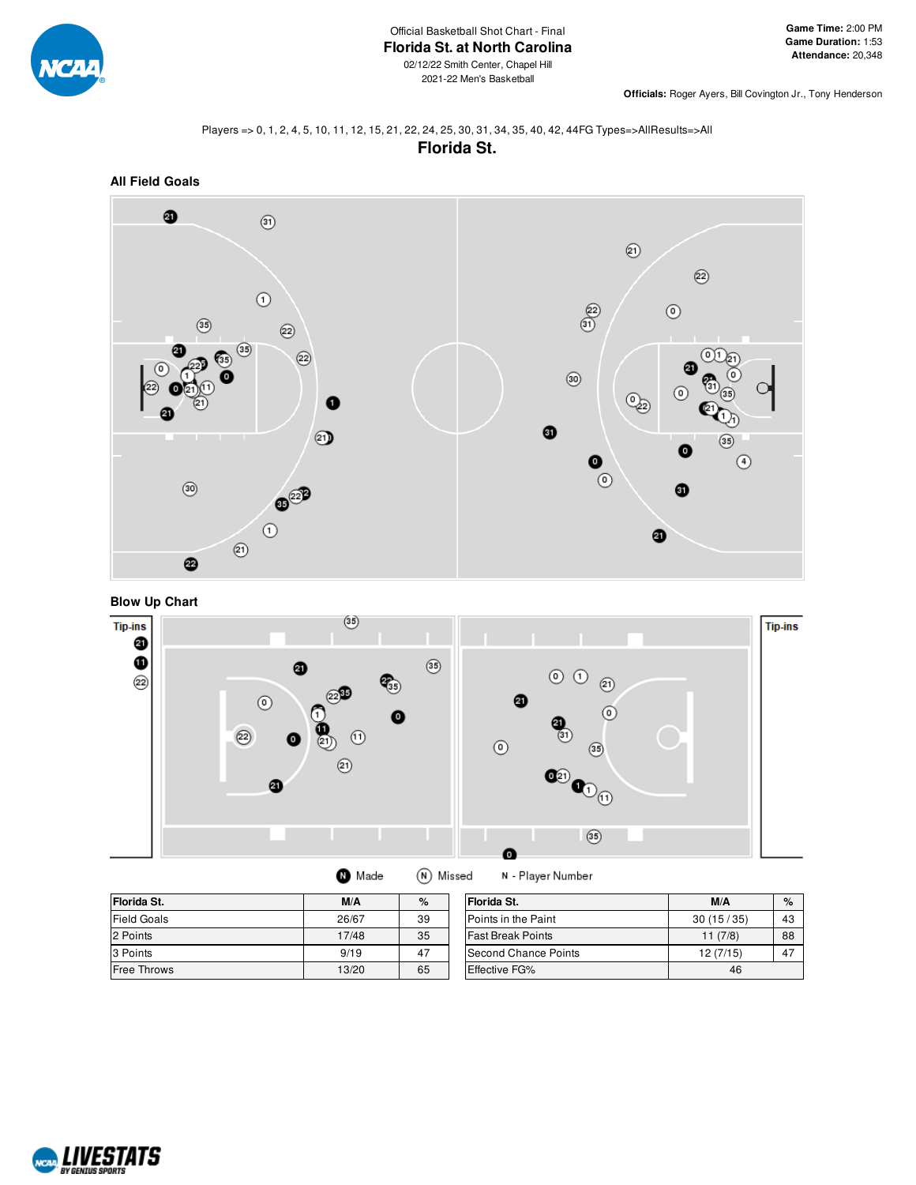Official Basketball Shot Chart - Final

# Florida St. at North Carolina

02/12/22 Smith Center, Chapel Hill

2021-22 Men's Basketball

**Game Time:** 2:00 PM
**Game Duration:** 1:53
**Attendance:** 20,348

**Officials:** Roger Ayers, Bill Covington Jr., Tony Henderson

Players => 0, 1, 2, 4, 5, 10, 11, 12, 15, 21, 22, 24, 25, 30, 31, 34, 35, 40, 42, 44FG Types=>AllResults=>All

## Florida St.

### All Field Goals

### Blow Up Chart

Tip-ins

Tip-ins

Made   Missed   N - Player Number

| Florida St. | M/A | % |
|---|---|---|
| Field Goals | 26/67 | 39 |
| 2 Points | 17/48 | 35 |
| 3 Points | 9/19 | 47 |
| Free Throws | 13/20 | 65 |

| Florida St. | M/A | % |
|---|---|---|
| Points in the Paint | 30 (15 / 35) | 43 |
| Fast Break Points | 11 (7/8) | 88 |
| Second Chance Points | 12 (7/15) | 47 |
| Effective FG% | 46 | |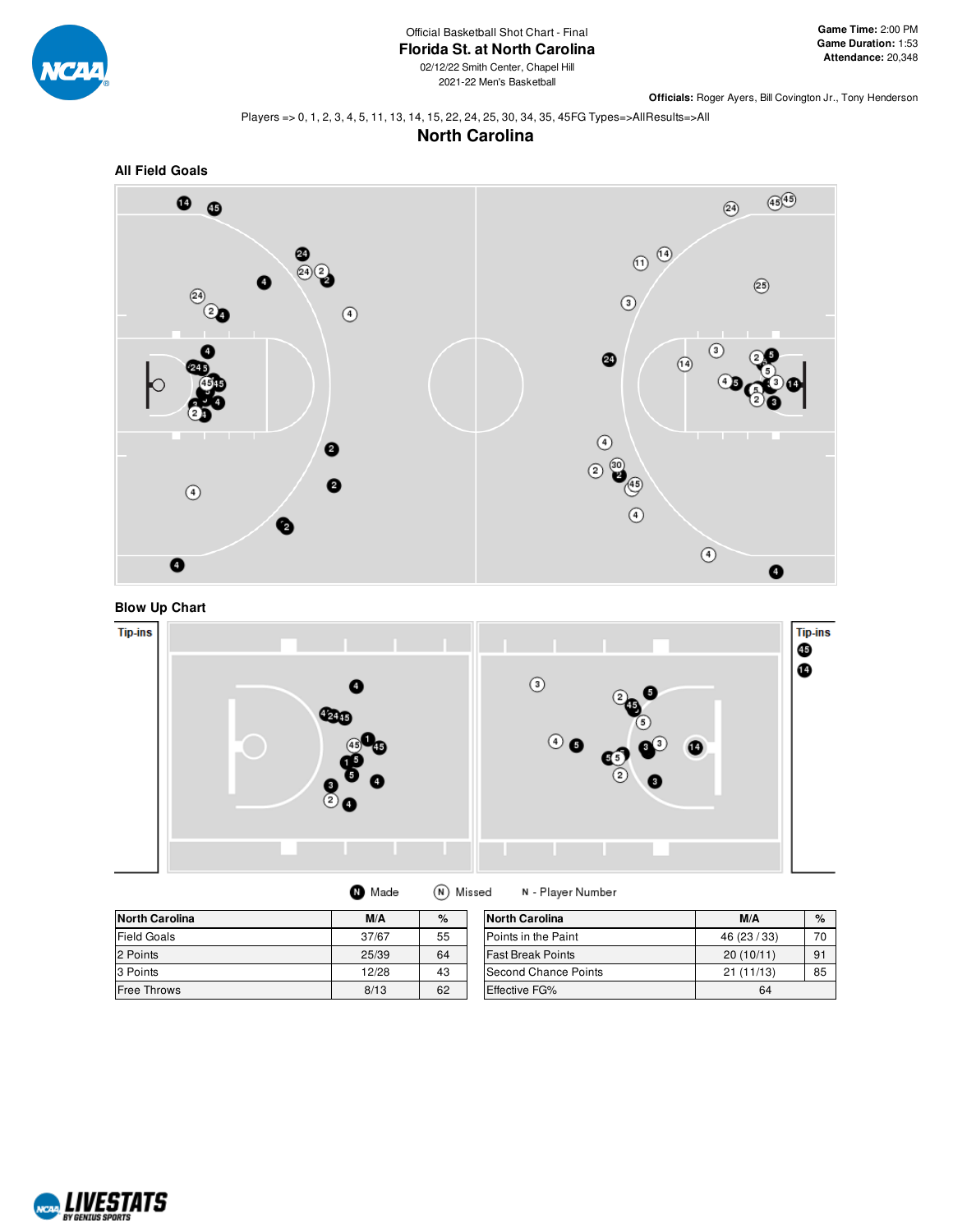Official Basketball Shot Chart - Final

# Florida St. at North Carolina

02/12/22 Smith Center, Chapel Hill
2021-22 Men's Basketball

**Game Time:** 2:00 PM
**Game Duration:** 1:53
**Attendance:** 20,348

**Officials:** Roger Ayers, Bill Covington Jr., Tony Henderson

Players => 0, 1, 2, 3, 4, 5, 11, 13, 14, 15, 22, 24, 25, 30, 34, 35, 45FG Types=>AllResults=>All

## North Carolina

### All Field Goals

### Blow Up Chart

Tip-ins

Tip-ins

Made  Missed  N - Player Number

| North Carolina | M/A | % |
|---|---|---|
| Field Goals | 37/67 | 55 |
| 2 Points | 25/39 | 64 |
| 3 Points | 12/28 | 43 |
| Free Throws | 8/13 | 62 |

| North Carolina | M/A | % |
|---|---|---|
| Points in the Paint | 46 (23 / 33) | 70 |
| Fast Break Points | 20 (10/11) | 91 |
| Second Chance Points | 21 (11/13) | 85 |
| Effective FG% | 64 | |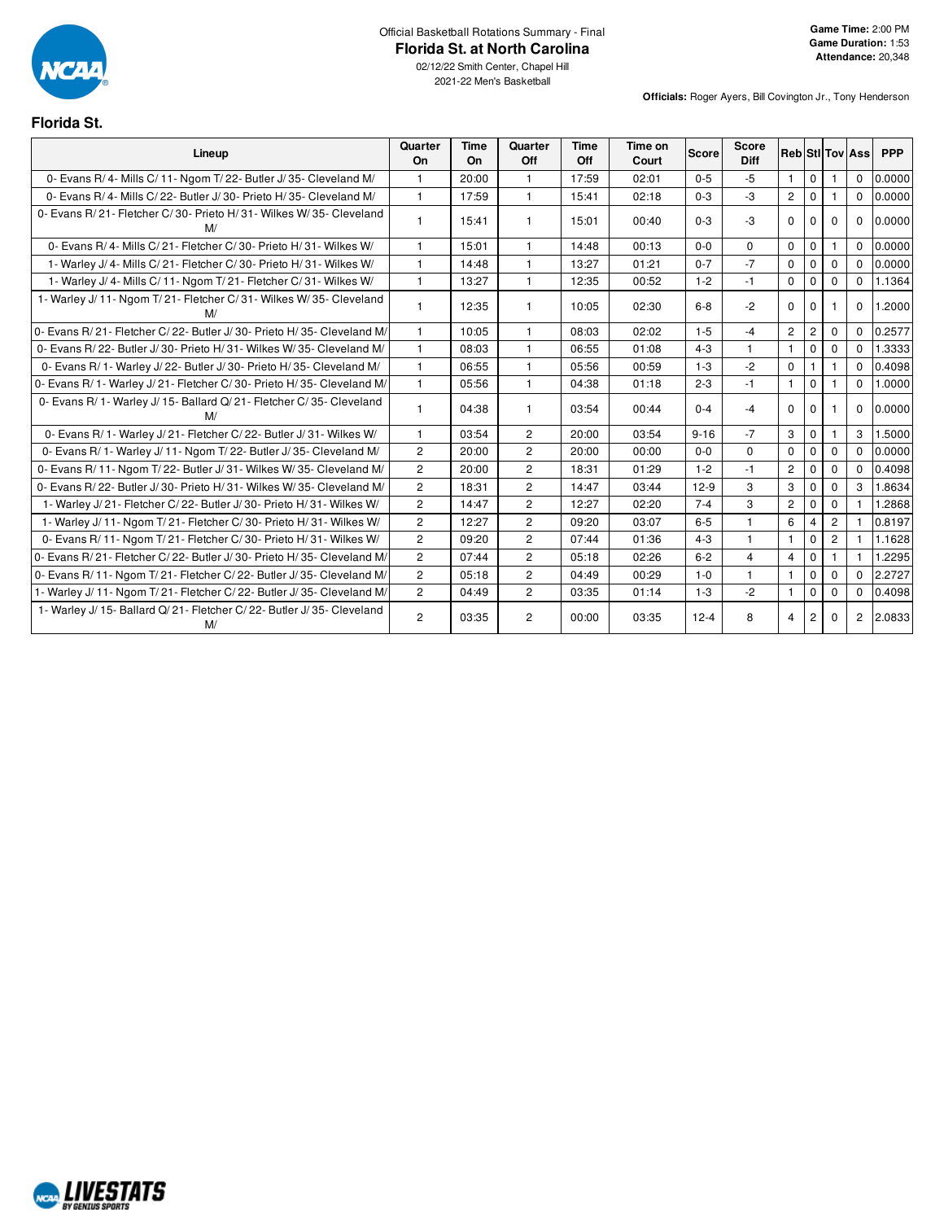Official Basketball Rotations Summary - Final

# Florida St. at North Carolina

02/12/22 Smith Center, Chapel Hill

2021-22 Men's Basketball

**Game Time:** 2:00 PM
**Game Duration:** 1:53
**Attendance:** 20,348

**Officials:** Roger Ayers, Bill Covington Jr., Tony Henderson

## Florida St.

| Lineup | Quarter On | Time On | Quarter Off | Time Off | Time on Court | Score | Score Diff | Reb | Stl | Tov | Ass | PPP |
|---|---|---|---|---|---|---|---|---|---|---|---|---|
| 0- Evans R/ 4- Mills C/ 11- Ngom T/ 22- Butler J/ 35- Cleveland M/ | 1 | 20:00 | 1 | 17:59 | 02:01 | 0-5 | -5 | 1 | 0 | 1 | 0 | 0.0000 |
| 0- Evans R/ 4- Mills C/ 22- Butler J/ 30- Prieto H/ 35- Cleveland M/ | 1 | 17:59 | 1 | 15:41 | 02:18 | 0-3 | -3 | 2 | 0 | 1 | 0 | 0.0000 |
| 0- Evans R/ 21- Fletcher C/ 30- Prieto H/ 31- Wilkes W/ 35- Cleveland M/ | 1 | 15:41 | 1 | 15:01 | 00:40 | 0-3 | -3 | 0 | 0 | 0 | 0 | 0.0000 |
| 0- Evans R/ 4- Mills C/ 21- Fletcher C/ 30- Prieto H/ 31- Wilkes W/ | 1 | 15:01 | 1 | 14:48 | 00:13 | 0-0 | 0 | 0 | 0 | 1 | 0 | 0.0000 |
| 1- Warley J/ 4- Mills C/ 21- Fletcher C/ 30- Prieto H/ 31- Wilkes W/ | 1 | 14:48 | 1 | 13:27 | 01:21 | 0-7 | -7 | 0 | 0 | 0 | 0 | 0.0000 |
| 1- Warley J/ 4- Mills C/ 11- Ngom T/ 21- Fletcher C/ 31- Wilkes W/ | 1 | 13:27 | 1 | 12:35 | 00:52 | 1-2 | -1 | 0 | 0 | 0 | 0 | 1.1364 |
| 1- Warley J/ 11- Ngom T/ 21- Fletcher C/ 31- Wilkes W/ 35- Cleveland M/ | 1 | 12:35 | 1 | 10:05 | 02:30 | 6-8 | -2 | 0 | 0 | 1 | 0 | 1.2000 |
| 0- Evans R/ 21- Fletcher C/ 22- Butler J/ 30- Prieto H/ 35- Cleveland M/ | 1 | 10:05 | 1 | 08:03 | 02:02 | 1-5 | -4 | 2 | 2 | 0 | 0 | 0.2577 |
| 0- Evans R/ 22- Butler J/ 30- Prieto H/ 31- Wilkes W/ 35- Cleveland M/ | 1 | 08:03 | 1 | 06:55 | 01:08 | 4-3 | 1 | 1 | 0 | 0 | 0 | 1.3333 |
| 0- Evans R/ 1- Warley J/ 22- Butler J/ 30- Prieto H/ 35- Cleveland M/ | 1 | 06:55 | 1 | 05:56 | 00:59 | 1-3 | -2 | 0 | 1 | 1 | 0 | 0.4098 |
| 0- Evans R/ 1- Warley J/ 21- Fletcher C/ 30- Prieto H/ 35- Cleveland M/ | 1 | 05:56 | 1 | 04:38 | 01:18 | 2-3 | -1 | 1 | 0 | 1 | 0 | 1.0000 |
| 0- Evans R/ 1- Warley J/ 15- Ballard Q/ 21- Fletcher C/ 35- Cleveland M/ | 1 | 04:38 | 1 | 03:54 | 00:44 | 0-4 | -4 | 0 | 0 | 1 | 0 | 0.0000 |
| 0- Evans R/ 1- Warley J/ 21- Fletcher C/ 22- Butler J/ 31- Wilkes W/ | 1 | 03:54 | 2 | 20:00 | 03:54 | 9-16 | -7 | 3 | 0 | 1 | 3 | 1.5000 |
| 0- Evans R/ 1- Warley J/ 11- Ngom T/ 22- Butler J/ 35- Cleveland M/ | 2 | 20:00 | 2 | 20:00 | 00:00 | 0-0 | 0 | 0 | 0 | 0 | 0 | 0.0000 |
| 0- Evans R/ 11- Ngom T/ 22- Butler J/ 31- Wilkes W/ 35- Cleveland M/ | 2 | 20:00 | 2 | 18:31 | 01:29 | 1-2 | -1 | 2 | 0 | 0 | 0 | 0.4098 |
| 0- Evans R/ 22- Butler J/ 30- Prieto H/ 31- Wilkes W/ 35- Cleveland M/ | 2 | 18:31 | 2 | 14:47 | 03:44 | 12-9 | 3 | 3 | 0 | 0 | 3 | 1.8634 |
| 1- Warley J/ 21- Fletcher C/ 22- Butler J/ 30- Prieto H/ 31- Wilkes W/ | 2 | 14:47 | 2 | 12:27 | 02:20 | 7-4 | 3 | 2 | 0 | 0 | 1 | 1.2868 |
| 1- Warley J/ 11- Ngom T/ 21- Fletcher C/ 30- Prieto H/ 31- Wilkes W/ | 2 | 12:27 | 2 | 09:20 | 03:07 | 6-5 | 1 | 6 | 4 | 2 | 1 | 0.8197 |
| 0- Evans R/ 11- Ngom T/ 21- Fletcher C/ 30- Prieto H/ 31- Wilkes W/ | 2 | 09:20 | 2 | 07:44 | 01:36 | 4-3 | 1 | 1 | 0 | 2 | 1 | 1.1628 |
| 0- Evans R/ 21- Fletcher C/ 22- Butler J/ 30- Prieto H/ 35- Cleveland M/ | 2 | 07:44 | 2 | 05:18 | 02:26 | 6-2 | 4 | 4 | 0 | 1 | 1 | 1.2295 |
| 0- Evans R/ 11- Ngom T/ 21- Fletcher C/ 22- Butler J/ 35- Cleveland M/ | 2 | 05:18 | 2 | 04:49 | 00:29 | 1-0 | 1 | 1 | 0 | 0 | 0 | 2.2727 |
| 1- Warley J/ 11- Ngom T/ 21- Fletcher C/ 22- Butler J/ 35- Cleveland M/ | 2 | 04:49 | 2 | 03:35 | 01:14 | 1-3 | -2 | 1 | 0 | 0 | 0 | 0.4098 |
| 1- Warley J/ 15- Ballard Q/ 21- Fletcher C/ 22- Butler J/ 35- Cleveland M/ | 2 | 03:35 | 2 | 00:00 | 03:35 | 12-4 | 8 | 4 | 2 | 0 | 2 | 2.0833 |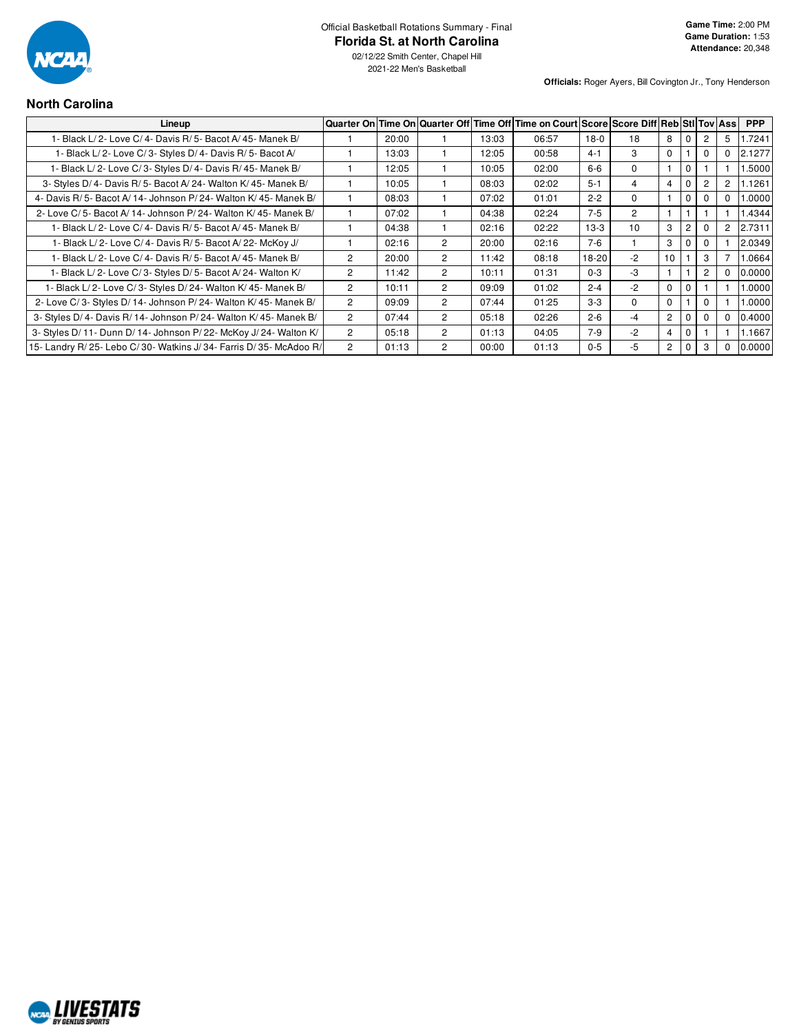Official Basketball Rotations Summary - Final

# Florida St. at North Carolina

02/12/22 Smith Center, Chapel Hill

2021-22 Men's Basketball

**Game Time:** 2:00 PM
**Game Duration:** 1:53
**Attendance:** 20,348

**Officials:** Roger Ayers, Bill Covington Jr., Tony Henderson

## North Carolina

| Lineup | Quarter On | Time On | Quarter Off | Time Off | Time on Court | Score | Score Diff | Reb | Stl | Tov | Ass | PPP |
|---|---|---|---|---|---|---|---|---|---|---|---|---|
| 1- Black L/ 2- Love C/ 4- Davis R/ 5- Bacot A/ 45- Manek B/ | 1 | 20:00 | 1 | 13:03 | 06:57 | 18-0 | 18 | 8 | 0 | 2 | 5 | 1.7241 |
| 1- Black L/ 2- Love C/ 3- Styles D/ 4- Davis R/ 5- Bacot A/ | 1 | 13:03 | 1 | 12:05 | 00:58 | 4-1 | 3 | 0 | 1 | 0 | 0 | 2.1277 |
| 1- Black L/ 2- Love C/ 3- Styles D/ 4- Davis R/ 45- Manek B/ | 1 | 12:05 | 1 | 10:05 | 02:00 | 6-6 | 0 | 1 | 0 | 1 | 1 | 1.5000 |
| 3- Styles D/ 4- Davis R/ 5- Bacot A/ 24- Walton K/ 45- Manek B/ | 1 | 10:05 | 1 | 08:03 | 02:02 | 5-1 | 4 | 4 | 0 | 2 | 2 | 1.1261 |
| 4- Davis R/ 5- Bacot A/ 14- Johnson P/ 24- Walton K/ 45- Manek B/ | 1 | 08:03 | 1 | 07:02 | 01:01 | 2-2 | 0 | 1 | 0 | 0 | 0 | 1.0000 |
| 2- Love C/ 5- Bacot A/ 14- Johnson P/ 24- Walton K/ 45- Manek B/ | 1 | 07:02 | 1 | 04:38 | 02:24 | 7-5 | 2 | 1 | 1 | 1 | 1 | 1.4344 |
| 1- Black L/ 2- Love C/ 4- Davis R/ 5- Bacot A/ 45- Manek B/ | 1 | 04:38 | 1 | 02:16 | 02:22 | 13-3 | 10 | 3 | 2 | 0 | 2 | 2.7311 |
| 1- Black L/ 2- Love C/ 4- Davis R/ 5- Bacot A/ 22- McKoy J/ | 1 | 02:16 | 2 | 20:00 | 02:16 | 7-6 | 1 | 3 | 0 | 0 | 1 | 2.0349 |
| 1- Black L/ 2- Love C/ 4- Davis R/ 5- Bacot A/ 45- Manek B/ | 2 | 20:00 | 2 | 11:42 | 08:18 | 18-20 | -2 | 10 | 1 | 3 | 7 | 1.0664 |
| 1- Black L/ 2- Love C/ 3- Styles D/ 5- Bacot A/ 24- Walton K/ | 2 | 11:42 | 2 | 10:11 | 01:31 | 0-3 | -3 | 1 | 1 | 2 | 0 | 0.0000 |
| 1- Black L/ 2- Love C/ 3- Styles D/ 24- Walton K/ 45- Manek B/ | 2 | 10:11 | 2 | 09:09 | 01:02 | 2-4 | -2 | 0 | 0 | 1 | 1 | 1.0000 |
| 2- Love C/ 3- Styles D/ 14- Johnson P/ 24- Walton K/ 45- Manek B/ | 2 | 09:09 | 2 | 07:44 | 01:25 | 3-3 | 0 | 0 | 1 | 0 | 1 | 1.0000 |
| 3- Styles D/ 4- Davis R/ 14- Johnson P/ 24- Walton K/ 45- Manek B/ | 2 | 07:44 | 2 | 05:18 | 02:26 | 2-6 | -4 | 2 | 0 | 0 | 0 | 0.4000 |
| 3- Styles D/ 11- Dunn D/ 14- Johnson P/ 22- McKoy J/ 24- Walton K/ | 2 | 05:18 | 2 | 01:13 | 04:05 | 7-9 | -2 | 4 | 0 | 1 | 1 | 1.1667 |
| 15- Landry R/ 25- Lebo C/ 30- Watkins J/ 34- Farris D/ 35- McAdoo R/ | 2 | 01:13 | 2 | 00:00 | 01:13 | 0-5 | -5 | 2 | 0 | 3 | 0 | 0.0000 |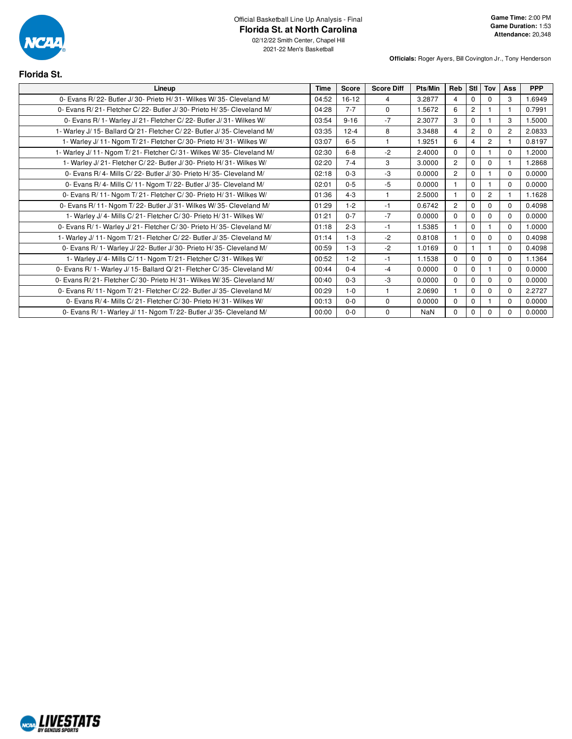Official Basketball Line Up Analysis - Final

# Florida St. at North Carolina

02/12/22 Smith Center, Chapel Hill
2021-22 Men's Basketball

**Game Time:** 2:00 PM
**Game Duration:** 1:53
**Attendance:** 20,348

**Officials:** Roger Ayers, Bill Covington Jr., Tony Henderson

## Florida St.

| Lineup | Time | Score | Score Diff | Pts/Min | Reb | Stl | Tov | Ass | PPP |
|---|---|---|---|---|---|---|---|---|---|
| 0- Evans R/ 22- Butler J/ 30- Prieto H/ 31- Wilkes W/ 35- Cleveland M/ | 04:52 | 16-12 | 4 | 3.2877 | 4 | 0 | 0 | 3 | 1.6949 |
| 0- Evans R/ 21- Fletcher C/ 22- Butler J/ 30- Prieto H/ 35- Cleveland M/ | 04:28 | 7-7 | 0 | 1.5672 | 6 | 2 | 1 | 1 | 0.7991 |
| 0- Evans R/ 1- Warley J/ 21- Fletcher C/ 22- Butler J/ 31- Wilkes W/ | 03:54 | 9-16 | -7 | 2.3077 | 3 | 0 | 1 | 3 | 1.5000 |
| 1- Warley J/ 15- Ballard Q/ 21- Fletcher C/ 22- Butler J/ 35- Cleveland M/ | 03:35 | 12-4 | 8 | 3.3488 | 4 | 2 | 0 | 2 | 2.0833 |
| 1- Warley J/ 11- Ngom T/ 21- Fletcher C/ 30- Prieto H/ 31- Wilkes W/ | 03:07 | 6-5 | 1 | 1.9251 | 6 | 4 | 2 | 1 | 0.8197 |
| 1- Warley J/ 11- Ngom T/ 21- Fletcher C/ 31- Wilkes W/ 35- Cleveland M/ | 02:30 | 6-8 | -2 | 2.4000 | 0 | 0 | 1 | 0 | 1.2000 |
| 1- Warley J/ 21- Fletcher C/ 22- Butler J/ 30- Prieto H/ 31- Wilkes W/ | 02:20 | 7-4 | 3 | 3.0000 | 2 | 0 | 0 | 1 | 1.2868 |
| 0- Evans R/ 4- Mills C/ 22- Butler J/ 30- Prieto H/ 35- Cleveland M/ | 02:18 | 0-3 | -3 | 0.0000 | 2 | 0 | 1 | 0 | 0.0000 |
| 0- Evans R/ 4- Mills C/ 11- Ngom T/ 22- Butler J/ 35- Cleveland M/ | 02:01 | 0-5 | -5 | 0.0000 | 1 | 0 | 1 | 0 | 0.0000 |
| 0- Evans R/ 11- Ngom T/ 21- Fletcher C/ 30- Prieto H/ 31- Wilkes W/ | 01:36 | 4-3 | 1 | 2.5000 | 1 | 0 | 2 | 1 | 1.1628 |
| 0- Evans R/ 11- Ngom T/ 22- Butler J/ 31- Wilkes W/ 35- Cleveland M/ | 01:29 | 1-2 | -1 | 0.6742 | 2 | 0 | 0 | 0 | 0.4098 |
| 1- Warley J/ 4- Mills C/ 21- Fletcher C/ 30- Prieto H/ 31- Wilkes W/ | 01:21 | 0-7 | -7 | 0.0000 | 0 | 0 | 0 | 0 | 0.0000 |
| 0- Evans R/ 1- Warley J/ 21- Fletcher C/ 30- Prieto H/ 35- Cleveland M/ | 01:18 | 2-3 | -1 | 1.5385 | 1 | 0 | 1 | 0 | 1.0000 |
| 1- Warley J/ 11- Ngom T/ 21- Fletcher C/ 22- Butler J/ 35- Cleveland M/ | 01:14 | 1-3 | -2 | 0.8108 | 1 | 0 | 0 | 0 | 0.4098 |
| 0- Evans R/ 1- Warley J/ 22- Butler J/ 30- Prieto H/ 35- Cleveland M/ | 00:59 | 1-3 | -2 | 1.0169 | 0 | 1 | 1 | 0 | 0.4098 |
| 1- Warley J/ 4- Mills C/ 11- Ngom T/ 21- Fletcher C/ 31- Wilkes W/ | 00:52 | 1-2 | -1 | 1.1538 | 0 | 0 | 0 | 0 | 1.1364 |
| 0- Evans R/ 1- Warley J/ 15- Ballard Q/ 21- Fletcher C/ 35- Cleveland M/ | 00:44 | 0-4 | -4 | 0.0000 | 0 | 0 | 1 | 0 | 0.0000 |
| 0- Evans R/ 21- Fletcher C/ 30- Prieto H/ 31- Wilkes W/ 35- Cleveland M/ | 00:40 | 0-3 | -3 | 0.0000 | 0 | 0 | 0 | 0 | 0.0000 |
| 0- Evans R/ 11- Ngom T/ 21- Fletcher C/ 22- Butler J/ 35- Cleveland M/ | 00:29 | 1-0 | 1 | 2.0690 | 1 | 0 | 0 | 0 | 2.2727 |
| 0- Evans R/ 4- Mills C/ 21- Fletcher C/ 30- Prieto H/ 31- Wilkes W/ | 00:13 | 0-0 | 0 | 0.0000 | 0 | 0 | 1 | 0 | 0.0000 |
| 0- Evans R/ 1- Warley J/ 11- Ngom T/ 22- Butler J/ 35- Cleveland M/ | 00:00 | 0-0 | 0 | NaN | 0 | 0 | 0 | 0 | 0.0000 |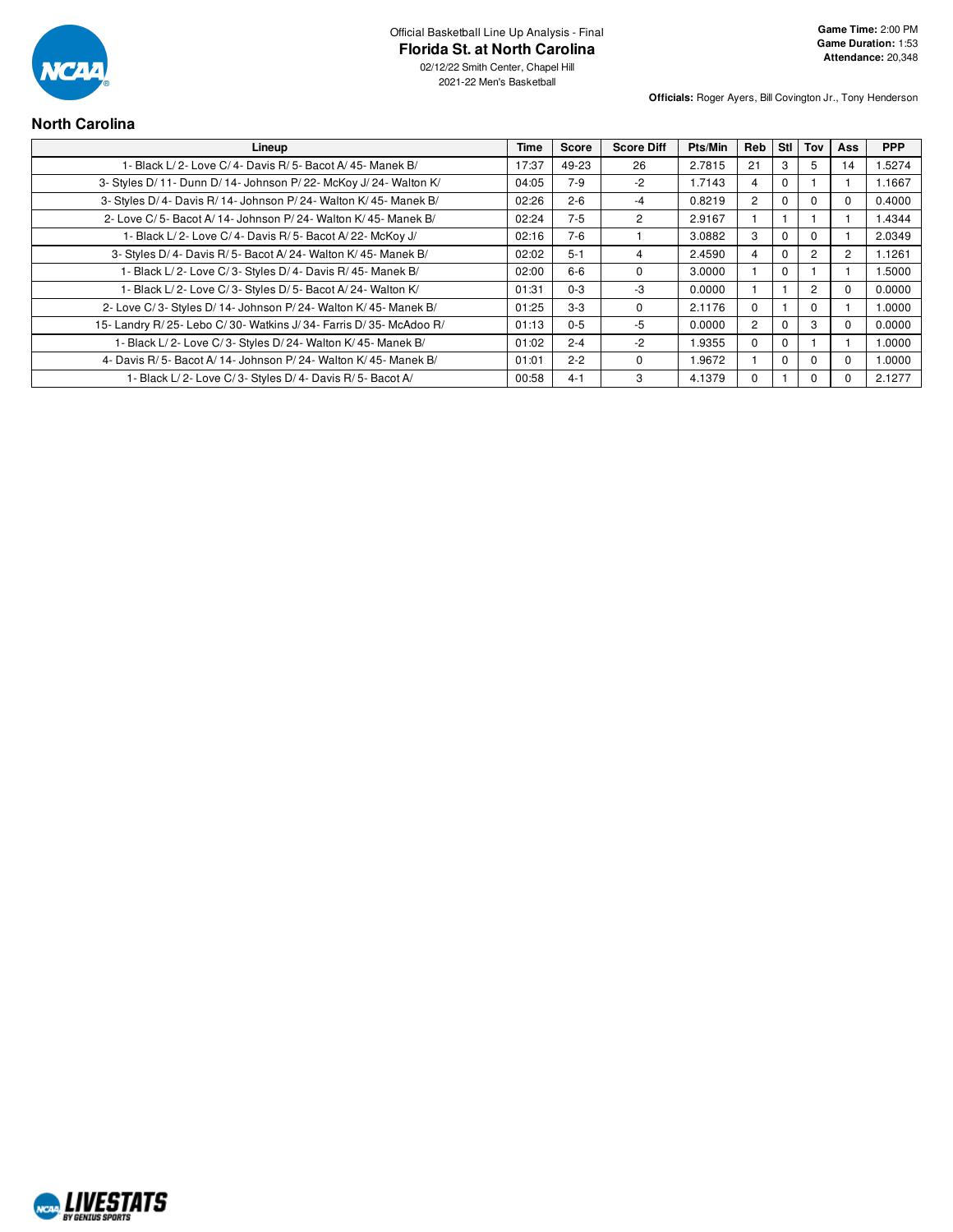Official Basketball Line Up Analysis - Final

# Florida St. at North Carolina

02/12/22 Smith Center, Chapel Hill

2021-22 Men's Basketball

**Game Time:** 2:00 PM
**Game Duration:** 1:53
**Attendance:** 20,348

**Officials:** Roger Ayers, Bill Covington Jr., Tony Henderson

## North Carolina

| Lineup | Time | Score | Score Diff | Pts/Min | Reb | Stl | Tov | Ass | PPP |
|---|---|---|---|---|---|---|---|---|---|
| 1- Black L/ 2- Love C/ 4- Davis R/ 5- Bacot A/ 45- Manek B/ | 17:37 | 49-23 | 26 | 2.7815 | 21 | 3 | 5 | 14 | 1.5274 |
| 3- Styles D/ 11- Dunn D/ 14- Johnson P/ 22- McKoy J/ 24- Walton K/ | 04:05 | 7-9 | -2 | 1.7143 | 4 | 0 | 1 | 1 | 1.1667 |
| 3- Styles D/ 4- Davis R/ 14- Johnson P/ 24- Walton K/ 45- Manek B/ | 02:26 | 2-6 | -4 | 0.8219 | 2 | 0 | 0 | 0 | 0.4000 |
| 2- Love C/ 5- Bacot A/ 14- Johnson P/ 24- Walton K/ 45- Manek B/ | 02:24 | 7-5 | 2 | 2.9167 | 1 | 1 | 1 | 1 | 1.4344 |
| 1- Black L/ 2- Love C/ 4- Davis R/ 5- Bacot A/ 22- McKoy J/ | 02:16 | 7-6 | 1 | 3.0882 | 3 | 0 | 0 | 1 | 2.0349 |
| 3- Styles D/ 4- Davis R/ 5- Bacot A/ 24- Walton K/ 45- Manek B/ | 02:02 | 5-1 | 4 | 2.4590 | 4 | 0 | 2 | 2 | 1.1261 |
| 1- Black L/ 2- Love C/ 3- Styles D/ 4- Davis R/ 45- Manek B/ | 02:00 | 6-6 | 0 | 3.0000 | 1 | 0 | 1 | 1 | 1.5000 |
| 1- Black L/ 2- Love C/ 3- Styles D/ 5- Bacot A/ 24- Walton K/ | 01:31 | 0-3 | -3 | 0.0000 | 1 | 1 | 2 | 0 | 0.0000 |
| 2- Love C/ 3- Styles D/ 14- Johnson P/ 24- Walton K/ 45- Manek B/ | 01:25 | 3-3 | 0 | 2.1176 | 0 | 1 | 0 | 1 | 1.0000 |
| 15- Landry R/ 25- Lebo C/ 30- Watkins J/ 34- Farris D/ 35- McAdoo R/ | 01:13 | 0-5 | -5 | 0.0000 | 2 | 0 | 3 | 0 | 0.0000 |
| 1- Black L/ 2- Love C/ 3- Styles D/ 24- Walton K/ 45- Manek B/ | 01:02 | 2-4 | -2 | 1.9355 | 0 | 0 | 1 | 1 | 1.0000 |
| 4- Davis R/ 5- Bacot A/ 14- Johnson P/ 24- Walton K/ 45- Manek B/ | 01:01 | 2-2 | 0 | 1.9672 | 1 | 0 | 0 | 0 | 1.0000 |
| 1- Black L/ 2- Love C/ 3- Styles D/ 4- Davis R/ 5- Bacot A/ | 00:58 | 4-1 | 3 | 4.1379 | 0 | 1 | 0 | 0 | 2.1277 |